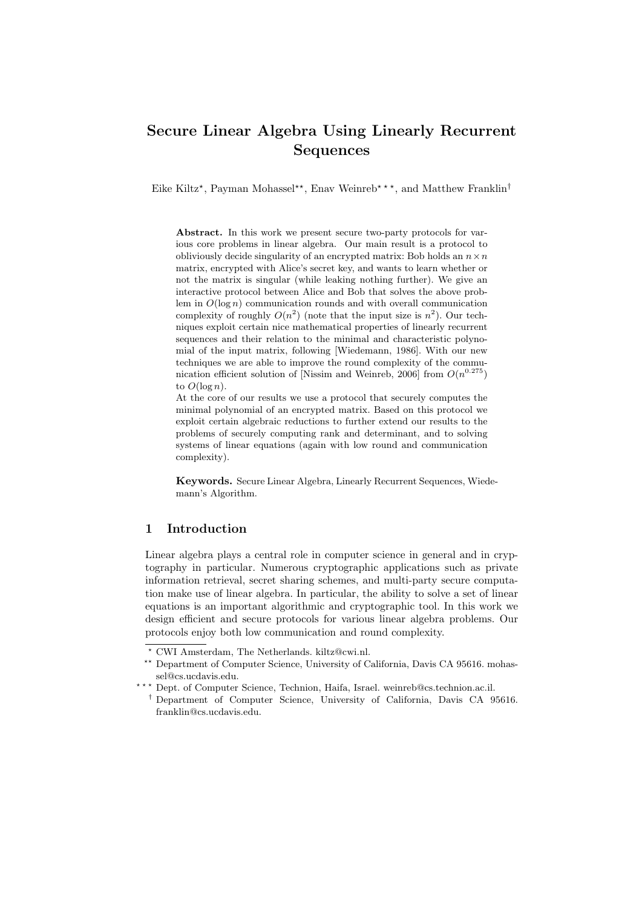# Secure Linear Algebra Using Linearly Recurrent Sequences

Eike Kiltz[⋆], Payman Mohassel[⋆⋆], Enav Weinreb[⋆⋆⋆], and Matthew Franklin[†]

**Abstract.** In this work we present secure two-party protocols for various core problems in linear algebra. Our main result is a protocol to obliviously decide singularity of an encrypted matrix: Bob holds an $n \times n$ matrix, encrypted with Alice's secret key, and wants to learn whether or not the matrix is singular (while leaking nothing further). We give an interactive protocol between Alice and Bob that solves the above problem in $O(\log n)$ communication rounds and with overall communication complexity of roughly $O(n^2)$ (note that the input size is $n^2$). Our techniques exploit certain nice mathematical properties of linearly recurrent sequences and their relation to the minimal and characteristic polynomial of the input matrix, following [Wiedemann, 1986]. With our new techniques we are able to improve the round complexity of the communication efficient solution of [Nissim and Weinreb, 2006] from $O(n^{0.275})$ to $O(\log n)$.

At the core of our results we use a protocol that securely computes the minimal polynomial of an encrypted matrix. Based on this protocol we exploit certain algebraic reductions to further extend our results to the problems of securely computing rank and determinant, and to solving systems of linear equations (again with low round and communication complexity).

**Keywords.** Secure Linear Algebra, Linearly Recurrent Sequences, Wiedemann's Algorithm.

## 1 Introduction

Linear algebra plays a central role in computer science in general and in cryptography in particular. Numerous cryptographic applications such as private information retrieval, secret sharing schemes, and multi-party secure computation make use of linear algebra. In particular, the ability to solve a set of linear equations is an important algorithmic and cryptographic tool. In this work we design efficient and secure protocols for various linear algebra problems. Our protocols enjoy both low communication and round complexity.

[⋆] CWI Amsterdam, The Netherlands. kiltz@cwi.nl.

[⋆⋆] Department of Computer Science, University of California, Davis CA 95616. mohassel@cs.ucdavis.edu.

[⋆⋆⋆] Dept. of Computer Science, Technion, Haifa, Israel. weinreb@cs.technion.ac.il.

[†] Department of Computer Science, University of California, Davis CA 95616. franklin@cs.ucdavis.edu.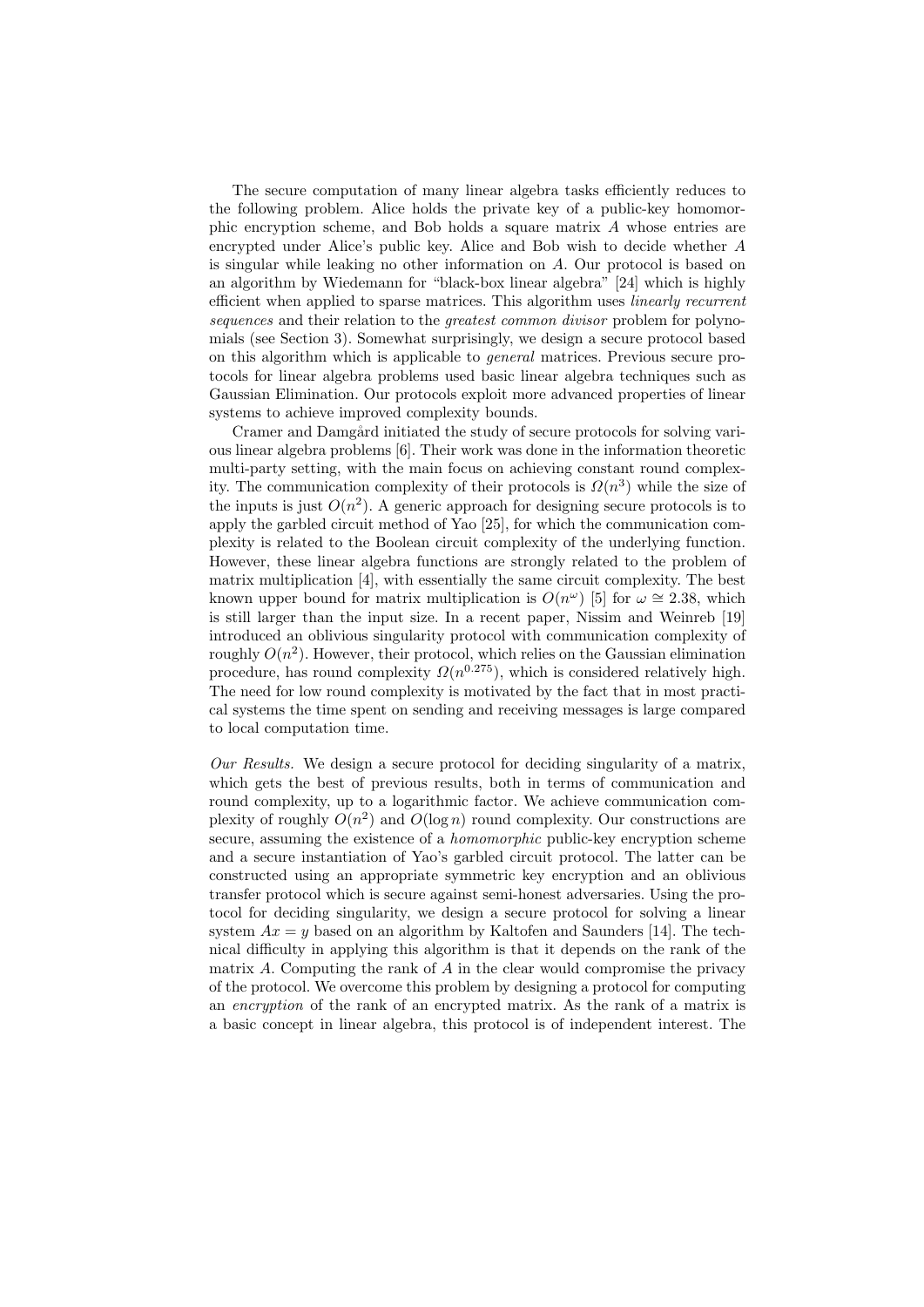The secure computation of many linear algebra tasks efficiently reduces to the following problem. Alice holds the private key of a public-key homomorphic encryption scheme, and Bob holds a square matrix $A$ whose entries are encrypted under Alice's public key. Alice and Bob wish to decide whether $A$ is singular while leaking no other information on $A$. Our protocol is based on an algorithm by Wiedemann for "black-box linear algebra" [24] which is highly efficient when applied to sparse matrices. This algorithm uses *linearly recurrent sequences* and their relation to the *greatest common divisor* problem for polynomials (see Section 3). Somewhat surprisingly, we design a secure protocol based on this algorithm which is applicable to *general* matrices. Previous secure protocols for linear algebra problems used basic linear algebra techniques such as Gaussian Elimination. Our protocols exploit more advanced properties of linear systems to achieve improved complexity bounds.

Cramer and Damgård initiated the study of secure protocols for solving various linear algebra problems [6]. Their work was done in the information theoretic multi-party setting, with the main focus on achieving constant round complexity. The communication complexity of their protocols is $\Omega(n^3)$ while the size of the inputs is just $O(n^2)$. A generic approach for designing secure protocols is to apply the garbled circuit method of Yao [25], for which the communication complexity is related to the Boolean circuit complexity of the underlying function. However, these linear algebra functions are strongly related to the problem of matrix multiplication [4], with essentially the same circuit complexity. The best known upper bound for matrix multiplication is $O(n^{\omega})$ [5] for $\omega \cong 2.38$, which is still larger than the input size. In a recent paper, Nissim and Weinreb [19] introduced an oblivious singularity protocol with communication complexity of roughly $O(n^2)$. However, their protocol, which relies on the Gaussian elimination procedure, has round complexity $\Omega(n^{0.275})$, which is considered relatively high. The need for low round complexity is motivated by the fact that in most practical systems the time spent on sending and receiving messages is large compared to local computation time.

*Our Results.* We design a secure protocol for deciding singularity of a matrix, which gets the best of previous results, both in terms of communication and round complexity, up to a logarithmic factor. We achieve communication complexity of roughly $O(n^2)$ and $O(\log n)$ round complexity. Our constructions are secure, assuming the existence of a *homomorphic* public-key encryption scheme and a secure instantiation of Yao's garbled circuit protocol. The latter can be constructed using an appropriate symmetric key encryption and an oblivious transfer protocol which is secure against semi-honest adversaries. Using the protocol for deciding singularity, we design a secure protocol for solving a linear system $Ax = y$ based on an algorithm by Kaltofen and Saunders [14]. The technical difficulty in applying this algorithm is that it depends on the rank of the matrix $A$. Computing the rank of $A$ in the clear would compromise the privacy of the protocol. We overcome this problem by designing a protocol for computing an *encryption* of the rank of an encrypted matrix. As the rank of a matrix is a basic concept in linear algebra, this protocol is of independent interest. The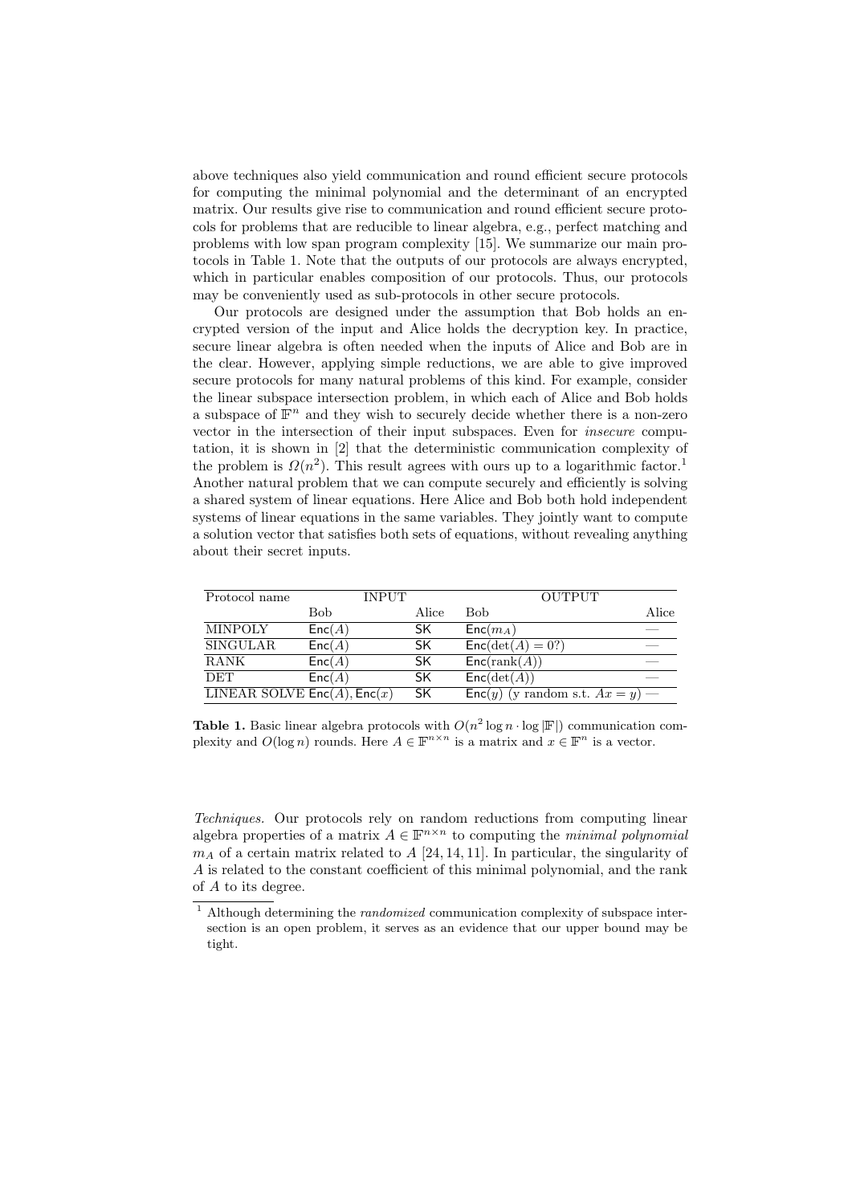above techniques also yield communication and round efficient secure protocols for computing the minimal polynomial and the determinant of an encrypted matrix. Our results give rise to communication and round efficient secure protocols for problems that are reducible to linear algebra, e.g., perfect matching and problems with low span program complexity [15]. We summarize our main protocols in Table 1. Note that the outputs of our protocols are always encrypted, which in particular enables composition of our protocols. Thus, our protocols may be conveniently used as sub-protocols in other secure protocols.

Our protocols are designed under the assumption that Bob holds an encrypted version of the input and Alice holds the decryption key. In practice, secure linear algebra is often needed when the inputs of Alice and Bob are in the clear. However, applying simple reductions, we are able to give improved secure protocols for many natural problems of this kind. For example, consider the linear subspace intersection problem, in which each of Alice and Bob holds a subspace of $\mathbb{F}^n$ and they wish to securely decide whether there is a non-zero vector in the intersection of their input subspaces. Even for *insecure* computation, it is shown in [2] that the deterministic communication complexity of the problem is $\Omega(n^2)$. This result agrees with ours up to a logarithmic factor.[1] Another natural problem that we can compute securely and efficiently is solving a shared system of linear equations. Here Alice and Bob both hold independent systems of linear equations in the same variables. They jointly want to compute a solution vector that satisfies both sets of equations, without revealing anything about their secret inputs.

| Protocol name | INPUT | | OUTPUT | |
|---|---|---|---|---|
| | Bob | Alice | Bob | Alice |
| MINPOLY | $\mathsf{Enc}(A)$ | SK | $\mathsf{Enc}(m_A)$ | — |
| SINGULAR | $\mathsf{Enc}(A)$ | SK | $\mathsf{Enc}(\det(A) = 0?)$ | — |
| RANK | $\mathsf{Enc}(A)$ | SK | $\mathsf{Enc}(\mathrm{rank}(A))$ | — |
| DET | $\mathsf{Enc}(A)$ | SK | $\mathsf{Enc}(\det(A))$ | — |
| LINEAR SOLVE | $\mathsf{Enc}(A), \mathsf{Enc}(x)$ | SK | $\mathsf{Enc}(y)$ (y random s.t. $Ax = y$) | — |

**Table 1.** Basic linear algebra protocols with $O(n^2 \log n \cdot \log |\mathbb{F}|)$ communication complexity and $O(\log n)$ rounds. Here $A \in \mathbb{F}^{n \times n}$ is a matrix and $x \in \mathbb{F}^n$ is a vector.

*Techniques.* Our protocols rely on random reductions from computing linear algebra properties of a matrix $A \in \mathbb{F}^{n \times n}$ to computing the *minimal polynomial* $m_A$ of a certain matrix related to $A$ [24, 14, 11]. In particular, the singularity of $A$ is related to the constant coefficient of this minimal polynomial, and the rank of $A$ to its degree.

[1] Although determining the *randomized* communication complexity of subspace intersection is an open problem, it serves as an evidence that our upper bound may be tight.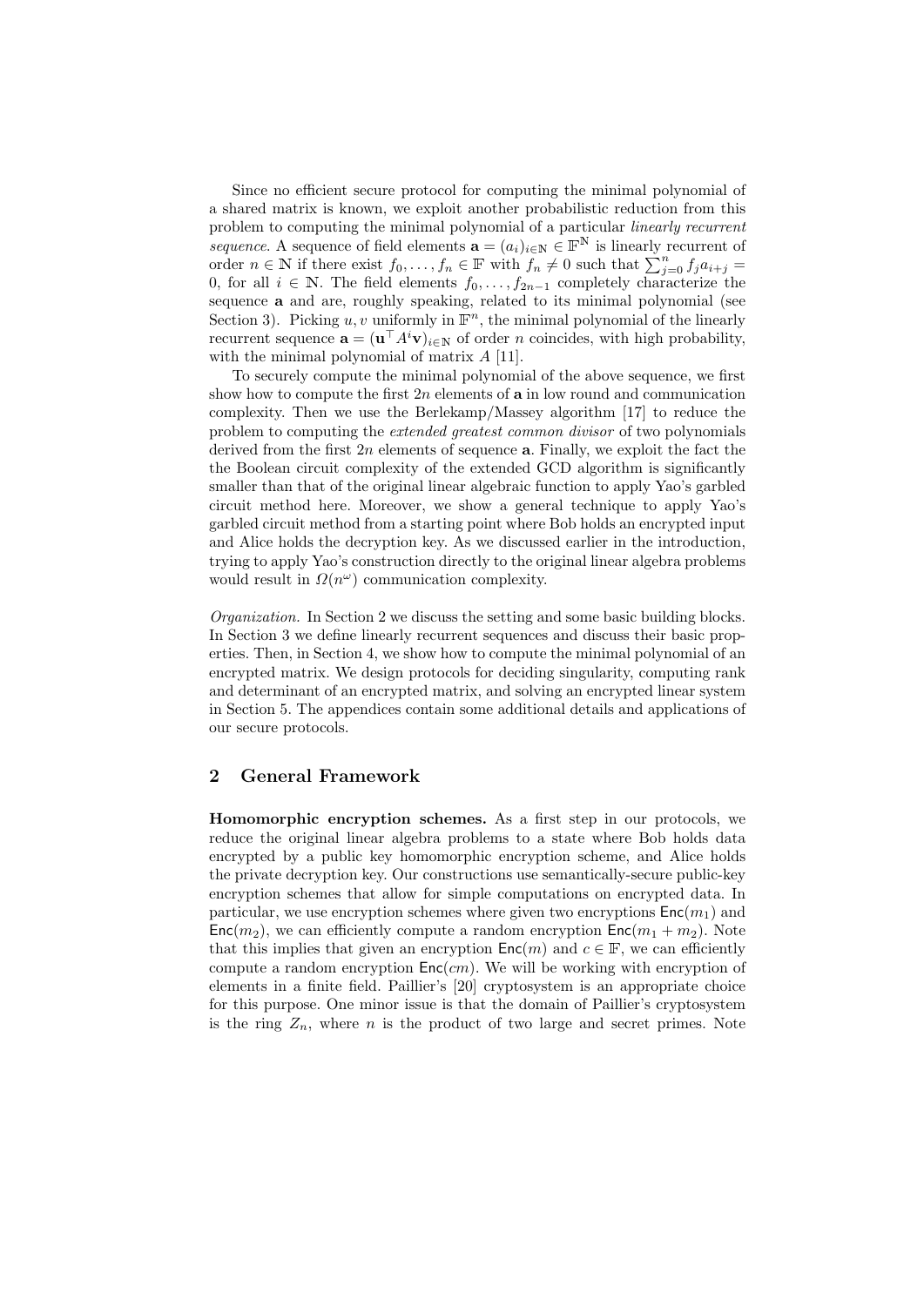Since no efficient secure protocol for computing the minimal polynomial of a shared matrix is known, we exploit another probabilistic reduction from this problem to computing the minimal polynomial of a particular *linearly recurrent sequence*. A sequence of field elements $\mathbf{a} = (a_i)_{i\in\mathbb{N}} \in \mathbb{F}^{\mathbb{N}}$ is linearly recurrent of order $n \in \mathbb{N}$ if there exist $f_0, \ldots, f_n \in \mathbb{F}$ with $f_n \neq 0$ such that $\sum_{j=0}^{n} f_j a_{i+j} = 0$, for all $i \in \mathbb{N}$. The field elements $f_0, \ldots, f_{2n-1}$ completely characterize the sequence $\mathbf{a}$ and are, roughly speaking, related to its minimal polynomial (see Section 3). Picking $u, v$ uniformly in $\mathbb{F}^n$, the minimal polynomial of the linearly recurrent sequence $\mathbf{a} = (\mathbf{u}^\top A^i \mathbf{v})_{i\in\mathbb{N}}$ of order $n$ coincides, with high probability, with the minimal polynomial of matrix $A$ [11].

To securely compute the minimal polynomial of the above sequence, we first show how to compute the first $2n$ elements of $\mathbf{a}$ in low round and communication complexity. Then we use the Berlekamp/Massey algorithm [17] to reduce the problem to computing the *extended greatest common divisor* of two polynomials derived from the first $2n$ elements of sequence $\mathbf{a}$. Finally, we exploit the fact the the Boolean circuit complexity of the extended GCD algorithm is significantly smaller than that of the original linear algebraic function to apply Yao's garbled circuit method here. Moreover, we show a general technique to apply Yao's garbled circuit method from a starting point where Bob holds an encrypted input and Alice holds the decryption key. As we discussed earlier in the introduction, trying to apply Yao's construction directly to the original linear algebra problems would result in $\Omega(n^\omega)$ communication complexity.

*Organization.* In Section 2 we discuss the setting and some basic building blocks. In Section 3 we define linearly recurrent sequences and discuss their basic properties. Then, in Section 4, we show how to compute the minimal polynomial of an encrypted matrix. We design protocols for deciding singularity, computing rank and determinant of an encrypted matrix, and solving an encrypted linear system in Section 5. The appendices contain some additional details and applications of our secure protocols.

## 2 General Framework

**Homomorphic encryption schemes.** As a first step in our protocols, we reduce the original linear algebra problems to a state where Bob holds data encrypted by a public key homomorphic encryption scheme, and Alice holds the private decryption key. Our constructions use semantically-secure public-key encryption schemes that allow for simple computations on encrypted data. In particular, we use encryption schemes where given two encryptions $\mathsf{Enc}(m_1)$ and $\mathsf{Enc}(m_2)$, we can efficiently compute a random encryption $\mathsf{Enc}(m_1 + m_2)$. Note that this implies that given an encryption $\mathsf{Enc}(m)$ and $c \in \mathbb{F}$, we can efficiently compute a random encryption $\mathsf{Enc}(cm)$. We will be working with encryption of elements in a finite field. Paillier's [20] cryptosystem is an appropriate choice for this purpose. One minor issue is that the domain of Paillier's cryptosystem is the ring $Z_n$, where $n$ is the product of two large and secret primes. Note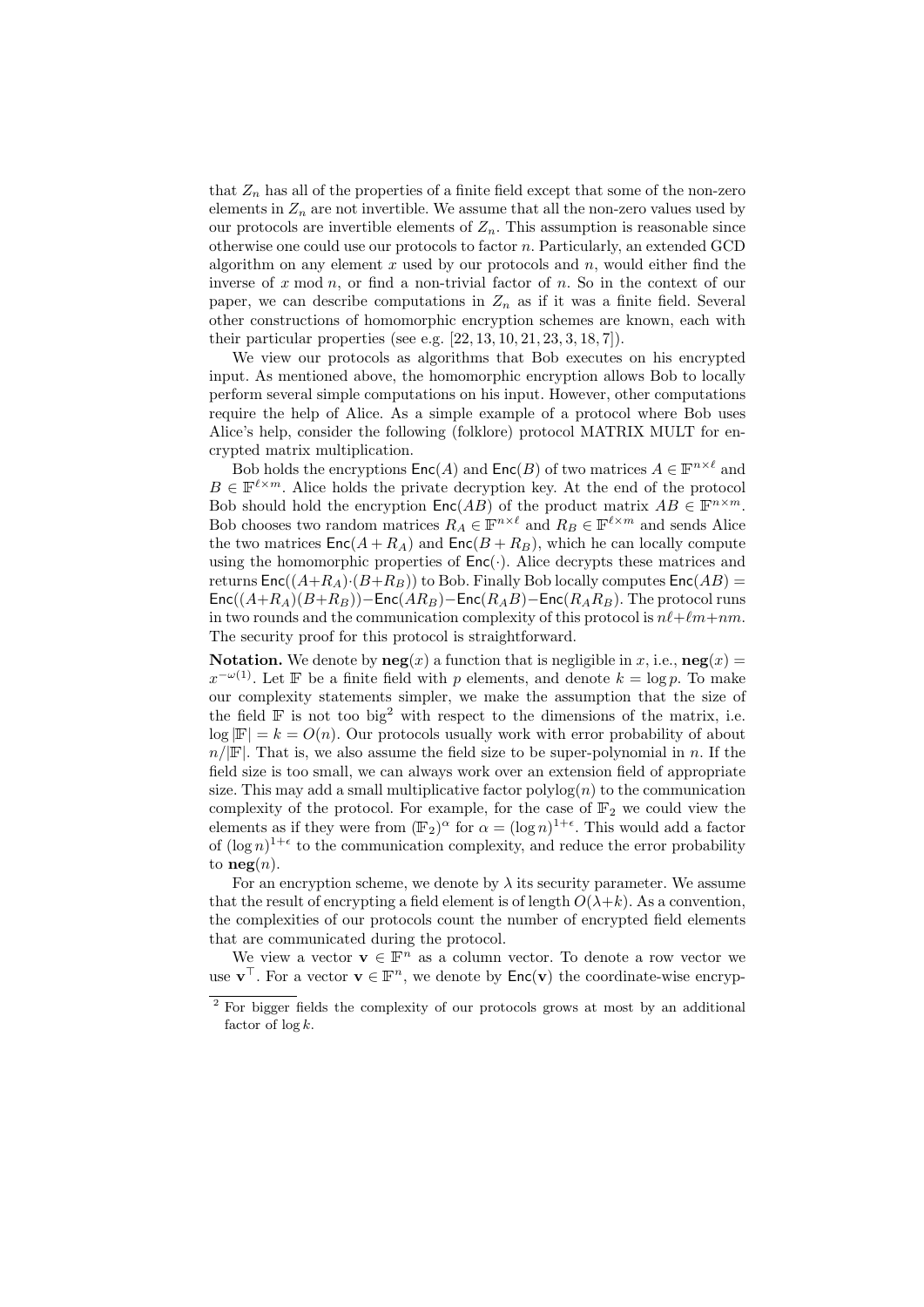that $Z_n$ has all of the properties of a finite field except that some of the non-zero elements in $Z_n$ are not invertible. We assume that all the non-zero values used by our protocols are invertible elements of $Z_n$. This assumption is reasonable since otherwise one could use our protocols to factor $n$. Particularly, an extended GCD algorithm on any element $x$ used by our protocols and $n$, would either find the inverse of $x \bmod n$, or find a non-trivial factor of $n$. So in the context of our paper, we can describe computations in $Z_n$ as if it was a finite field. Several other constructions of homomorphic encryption schemes are known, each with their particular properties (see e.g. [22, 13, 10, 21, 23, 3, 18, 7]).

We view our protocols as algorithms that Bob executes on his encrypted input. As mentioned above, the homomorphic encryption allows Bob to locally perform several simple computations on his input. However, other computations require the help of Alice. As a simple example of a protocol where Bob uses Alice's help, consider the following (folklore) protocol MATRIX MULT for encrypted matrix multiplication.

Bob holds the encryptions $\mathsf{Enc}(A)$ and $\mathsf{Enc}(B)$ of two matrices $A \in \mathbb{F}^{n\times\ell}$ and $B \in \mathbb{F}^{\ell\times m}$. Alice holds the private decryption key. At the end of the protocol Bob should hold the encryption $\mathsf{Enc}(AB)$ of the product matrix $AB \in \mathbb{F}^{n\times m}$. Bob chooses two random matrices $R_A \in \mathbb{F}^{n\times\ell}$ and $R_B \in \mathbb{F}^{\ell\times m}$ and sends Alice the two matrices $\mathsf{Enc}(A + R_A)$ and $\mathsf{Enc}(B + R_B)$, which he can locally compute using the homomorphic properties of $\mathsf{Enc}(\cdot)$. Alice decrypts these matrices and returns $\mathsf{Enc}((A+R_A)\cdot(B+R_B))$ to Bob. Finally Bob locally computes $\mathsf{Enc}(AB) = \mathsf{Enc}((A+R_A)(B+R_B)) - \mathsf{Enc}(AR_B) - \mathsf{Enc}(R_A B) - \mathsf{Enc}(R_A R_B)$. The protocol runs in two rounds and the communication complexity of this protocol is $n\ell + \ell m + nm$. The security proof for this protocol is straightforward.

**Notation.** We denote by $\mathbf{neg}(x)$ a function that is negligible in $x$, i.e., $\mathbf{neg}(x) = x^{-\omega(1)}$. Let $\mathbb{F}$ be a finite field with $p$ elements, and denote $k = \log p$. To make our complexity statements simpler, we make the assumption that the size of the field $\mathbb{F}$ is not too big[2] with respect to the dimensions of the matrix, i.e. $\log |\mathbb{F}| = k = O(n)$. Our protocols usually work with error probability of about $n/|\mathbb{F}|$. That is, we also assume the field size to be super-polynomial in $n$. If the field size is too small, we can always work over an extension field of appropriate size. This may add a small multiplicative factor $\text{polylog}(n)$ to the communication complexity of the protocol. For example, for the case of $\mathbb{F}_2$ we could view the elements as if they were from $(\mathbb{F}_2)^\alpha$ for $\alpha = (\log n)^{1+\epsilon}$. This would add a factor of $(\log n)^{1+\epsilon}$ to the communication complexity, and reduce the error probability to $\mathbf{neg}(n)$.

For an encryption scheme, we denote by $\lambda$ its security parameter. We assume that the result of encrypting a field element is of length $O(\lambda + k)$. As a convention, the complexities of our protocols count the number of encrypted field elements that are communicated during the protocol.

We view a vector $\mathbf{v} \in \mathbb{F}^n$ as a column vector. To denote a row vector we use $\mathbf{v}^\top$. For a vector $\mathbf{v} \in \mathbb{F}^n$, we denote by $\mathsf{Enc}(\mathbf{v})$ the coordinate-wise encryp-

[2] For bigger fields the complexity of our protocols grows at most by an additional factor of $\log k$.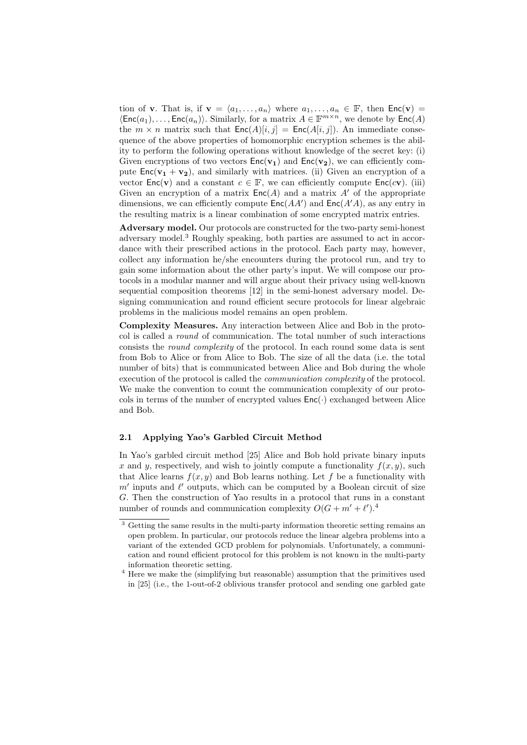tion of $\mathbf{v}$. That is, if $\mathbf{v} = \langle a_1, \ldots, a_n \rangle$ where $a_1, \ldots, a_n \in \mathbb{F}$, then $\mathsf{Enc}(\mathbf{v}) = \langle \mathsf{Enc}(a_1), \ldots, \mathsf{Enc}(a_n) \rangle$. Similarly, for a matrix $A \in \mathbb{F}^{m \times n}$, we denote by $\mathsf{Enc}(A)$ the $m \times n$ matrix such that $\mathsf{Enc}(A)[i,j] = \mathsf{Enc}(A[i,j])$. An immediate consequence of the above properties of homomorphic encryption schemes is the ability to perform the following operations without knowledge of the secret key: (i) Given encryptions of two vectors $\mathsf{Enc}(\mathbf{v_1})$ and $\mathsf{Enc}(\mathbf{v_2})$, we can efficiently compute $\mathsf{Enc}(\mathbf{v_1} + \mathbf{v_2})$, and similarly with matrices. (ii) Given an encryption of a vector $\mathsf{Enc}(\mathbf{v})$ and a constant $c \in \mathbb{F}$, we can efficiently compute $\mathsf{Enc}(c\mathbf{v})$. (iii) Given an encryption of a matrix $\mathsf{Enc}(A)$ and a matrix $A'$ of the appropriate dimensions, we can efficiently compute $\mathsf{Enc}(AA')$ and $\mathsf{Enc}(A'A)$, as any entry in the resulting matrix is a linear combination of some encrypted matrix entries.

**Adversary model.** Our protocols are constructed for the two-party semi-honest adversary model.[3] Roughly speaking, both parties are assumed to act in accordance with their prescribed actions in the protocol. Each party may, however, collect any information he/she encounters during the protocol run, and try to gain some information about the other party's input. We will compose our protocols in a modular manner and will argue about their privacy using well-known sequential composition theorems [12] in the semi-honest adversary model. Designing communication and round efficient secure protocols for linear algebraic problems in the malicious model remains an open problem.

**Complexity Measures.** Any interaction between Alice and Bob in the protocol is called a *round* of communication. The total number of such interactions consists the *round complexity* of the protocol. In each round some data is sent from Bob to Alice or from Alice to Bob. The size of all the data (i.e. the total number of bits) that is communicated between Alice and Bob during the whole execution of the protocol is called the *communication complexity* of the protocol. We make the convention to count the communication complexity of our protocols in terms of the number of encrypted values $\mathsf{Enc}(\cdot)$ exchanged between Alice and Bob.

### 2.1 Applying Yao's Garbled Circuit Method

In Yao's garbled circuit method [25] Alice and Bob hold private binary inputs $x$ and $y$, respectively, and wish to jointly compute a functionality $f(x,y)$, such that Alice learns $f(x,y)$ and Bob learns nothing. Let $f$ be a functionality with $m'$ inputs and $\ell'$ outputs, which can be computed by a Boolean circuit of size $G$. Then the construction of Yao results in a protocol that runs in a constant number of rounds and communication complexity $O(G + m' + \ell')$.[4]

[3] Getting the same results in the multi-party information theoretic setting remains an open problem. In particular, our protocols reduce the linear algebra problems into a variant of the extended GCD problem for polynomials. Unfortunately, a communication and round efficient protocol for this problem is not known in the multi-party information theoretic setting.

[4] Here we make the (simplifying but reasonable) assumption that the primitives used in [25] (i.e., the 1-out-of-2 oblivious transfer protocol and sending one garbled gate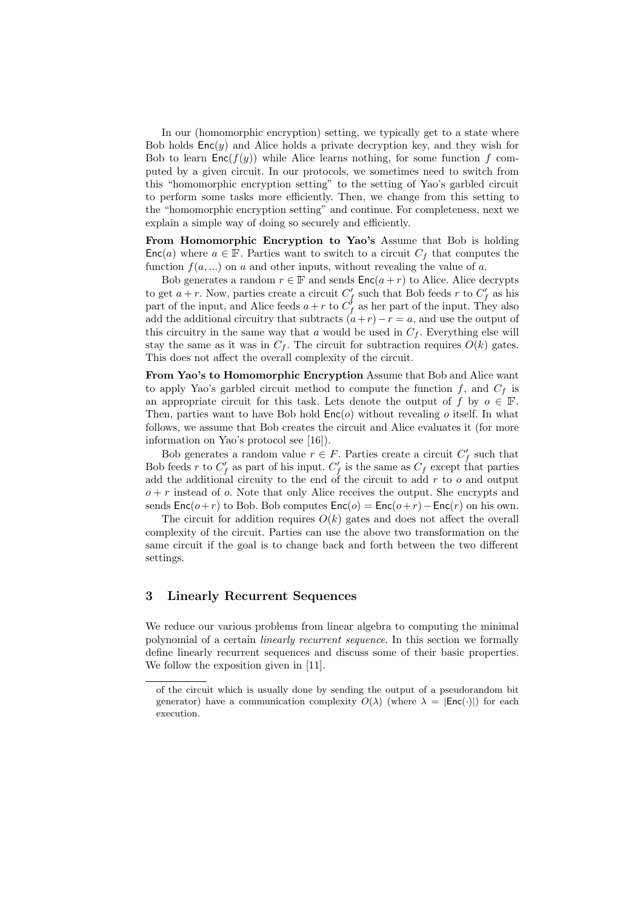In our (homomorphic encryption) setting, we typically get to a state where Bob holds $\mathsf{Enc}(y)$ and Alice holds a private decryption key, and they wish for Bob to learn $\mathsf{Enc}(f(y))$ while Alice learns nothing, for some function $f$ computed by a given circuit. In our protocols, we sometimes need to switch from this "homomorphic encryption setting" to the setting of Yao's garbled circuit to perform some tasks more efficiently. Then, we change from this setting to the "homomorphic encryption setting" and continue. For completeness, next we explain a simple way of doing so securely and efficiently.

**From Homomorphic Encryption to Yao's** Assume that Bob is holding $\mathsf{Enc}(a)$ where $a \in \mathbb{F}$. Parties want to switch to a circuit $C_f$ that computes the function $f(a, ...)$ on $a$ and other inputs, without revealing the value of $a$.

Bob generates a random $r \in \mathbb{F}$ and sends $\mathsf{Enc}(a+r)$ to Alice. Alice decrypts to get $a+r$. Now, parties create a circuit $C'_f$ such that Bob feeds $r$ to $C'_f$ as his part of the input, and Alice feeds $a+r$ to $C'_f$ as her part of the input. They also add the additional circuitry that subtracts $(a+r)-r = a$, and use the output of this circuitry in the same way that $a$ would be used in $C_f$. Everything else will stay the same as it was in $C_f$. The circuit for subtraction requires $O(k)$ gates. This does not affect the overall complexity of the circuit.

**From Yao's to Homomorphic Encryption** Assume that Bob and Alice want to apply Yao's garbled circuit method to compute the function $f$, and $C_f$ is an appropriate circuit for this task. Lets denote the output of $f$ by $o \in \mathbb{F}$. Then, parties want to have Bob hold $\mathsf{Enc}(o)$ without revealing $o$ itself. In what follows, we assume that Bob creates the circuit and Alice evaluates it (for more information on Yao's protocol see [16]).

Bob generates a random value $r \in F$. Parties create a circuit $C'_f$ such that Bob feeds $r$ to $C'_f$ as part of his input. $C'_f$ is the same as $C_f$ except that parties add the additional circuity to the end of the circuit to add $r$ to $o$ and output $o+r$ instead of $o$. Note that only Alice receives the output. She encrypts and sends $\mathsf{Enc}(o+r)$ to Bob. Bob computes $\mathsf{Enc}(o) = \mathsf{Enc}(o+r) - \mathsf{Enc}(r)$ on his own.

The circuit for addition requires $O(k)$ gates and does not affect the overall complexity of the circuit. Parties can use the above two transformation on the same circuit if the goal is to change back and forth between the two different settings.

## 3 Linearly Recurrent Sequences

We reduce our various problems from linear algebra to computing the minimal polynomial of a certain *linearly recurrent sequence*. In this section we formally define linearly recurrent sequences and discuss some of their basic properties. We follow the exposition given in [11].

---

of the circuit which is usually done by sending the output of a pseudorandom bit generator) have a communication complexity $O(\lambda)$ (where $\lambda = |\mathsf{Enc}(\cdot)|$) for each execution.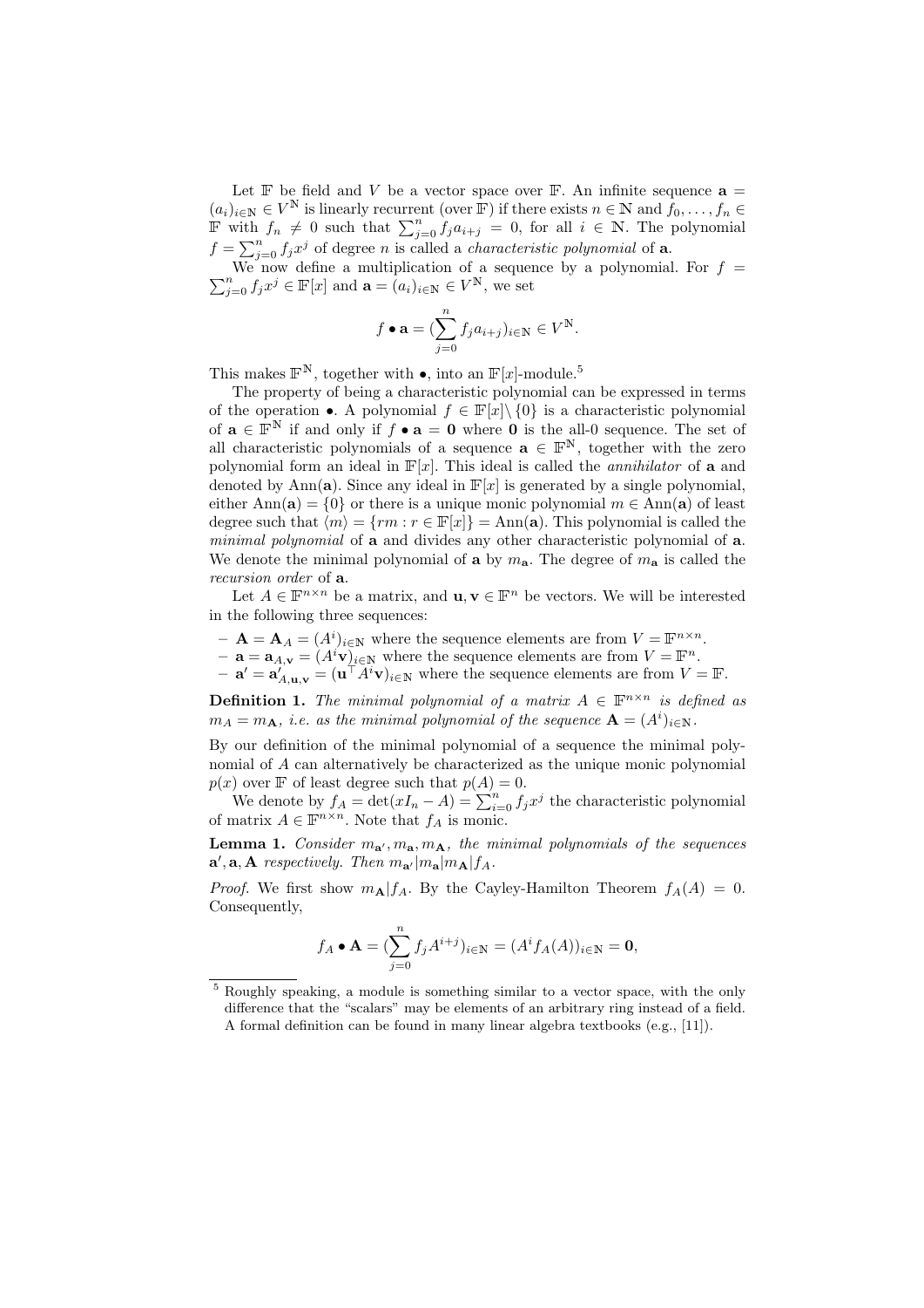Let $\mathbb{F}$ be field and $V$ be a vector space over $\mathbb{F}$. An infinite sequence $\mathbf{a} = (a_i)_{i\in\mathbb{N}} \in V^{\mathbb{N}}$ is linearly recurrent (over $\mathbb{F}$) if there exists $n \in \mathbb{N}$ and $f_0, \ldots, f_n \in \mathbb{F}$ with $f_n \neq 0$ such that $\sum_{j=0}^{n} f_j a_{i+j} = 0$, for all $i \in \mathbb{N}$. The polynomial $f = \sum_{j=0}^{n} f_j x^j$ of degree $n$ is called a *characteristic polynomial* of $\mathbf{a}$.

We now define a multiplication of a sequence by a polynomial. For $f = \sum_{j=0}^{n} f_j x^j \in \mathbb{F}[x]$ and $\mathbf{a} = (a_i)_{i\in\mathbb{N}} \in V^{\mathbb{N}}$, we set

$$f \bullet \mathbf{a} = (\sum_{j=0}^{n} f_j a_{i+j})_{i\in\mathbb{N}} \in V^{\mathbb{N}}.$$

This makes $\mathbb{F}^{\mathbb{N}}$, together with $\bullet$, into an $\mathbb{F}[x]$-module.[5]

The property of being a characteristic polynomial can be expressed in terms of the operation $\bullet$. A polynomial $f \in \mathbb{F}[x] \setminus \{0\}$ is a characteristic polynomial of $\mathbf{a} \in \mathbb{F}^{\mathbb{N}}$ if and only if $f \bullet \mathbf{a} = \mathbf{0}$ where $\mathbf{0}$ is the all-0 sequence. The set of all characteristic polynomials of a sequence $\mathbf{a} \in \mathbb{F}^{\mathbb{N}}$, together with the zero polynomial form an ideal in $\mathbb{F}[x]$. This ideal is called the *annihilator* of $\mathbf{a}$ and denoted by $\mathrm{Ann}(\mathbf{a})$. Since any ideal in $\mathbb{F}[x]$ is generated by a single polynomial, either $\mathrm{Ann}(\mathbf{a}) = \{0\}$ or there is a unique monic polynomial $m \in \mathrm{Ann}(\mathbf{a})$ of least degree such that $\langle m \rangle = \{rm : r \in \mathbb{F}[x]\} = \mathrm{Ann}(\mathbf{a})$. This polynomial is called the *minimal polynomial* of $\mathbf{a}$ and divides any other characteristic polynomial of $\mathbf{a}$. We denote the minimal polynomial of $\mathbf{a}$ by $m_{\mathbf{a}}$. The degree of $m_{\mathbf{a}}$ is called the *recursion order* of $\mathbf{a}$.

Let $A \in \mathbb{F}^{n\times n}$ be a matrix, and $\mathbf{u}, \mathbf{v} \in \mathbb{F}^n$ be vectors. We will be interested in the following three sequences:

- $\mathbf{A} = \mathbf{A}_A = (A^i)_{i\in\mathbb{N}}$ where the sequence elements are from $V = \mathbb{F}^{n\times n}$.
- $\mathbf{a} = \mathbf{a}_{A,\mathbf{v}} = (A^i\mathbf{v})_{i\in\mathbb{N}}$ where the sequence elements are from $V = \mathbb{F}^n$.
- $\mathbf{a}' = \mathbf{a}'_{A,\mathbf{u},\mathbf{v}} = (\mathbf{u}^\top A^i \mathbf{v})_{i\in\mathbb{N}}$ where the sequence elements are from $V = \mathbb{F}$.

**Definition 1.** *The minimal polynomial of a matrix $A \in \mathbb{F}^{n\times n}$ is defined as $m_A = m_{\mathbf{A}}$, i.e. as the minimal polynomial of the sequence $\mathbf{A} = (A^i)_{i\in\mathbb{N}}$.*

By our definition of the minimal polynomial of a sequence the minimal polynomial of $A$ can alternatively be characterized as the unique monic polynomial $p(x)$ over $\mathbb{F}$ of least degree such that $p(A) = 0$.

We denote by $f_A = \det(xI_n - A) = \sum_{i=0}^{n} f_j x^j$ the characteristic polynomial of matrix $A \in \mathbb{F}^{n\times n}$. Note that $f_A$ is monic.

**Lemma 1.** *Consider $m_{\mathbf{a}'}, m_{\mathbf{a}}, m_{\mathbf{A}}$, the minimal polynomials of the sequences $\mathbf{a}', \mathbf{a}, \mathbf{A}$ respectively. Then $m_{\mathbf{a}'} | m_{\mathbf{a}} | m_{\mathbf{A}} | f_A$.*

*Proof.* We first show $m_{\mathbf{A}} | f_A$. By the Cayley-Hamilton Theorem $f_A(A) = 0$. Consequently,

$$f_A \bullet \mathbf{A} = (\sum_{j=0}^{n} f_j A^{i+j})_{i\in\mathbb{N}} = (A^i f_A(A))_{i\in\mathbb{N}} = \mathbf{0},$$

[5] Roughly speaking, a module is something similar to a vector space, with the only difference that the "scalars" may be elements of an arbitrary ring instead of a field. A formal definition can be found in many linear algebra textbooks (e.g., [11]).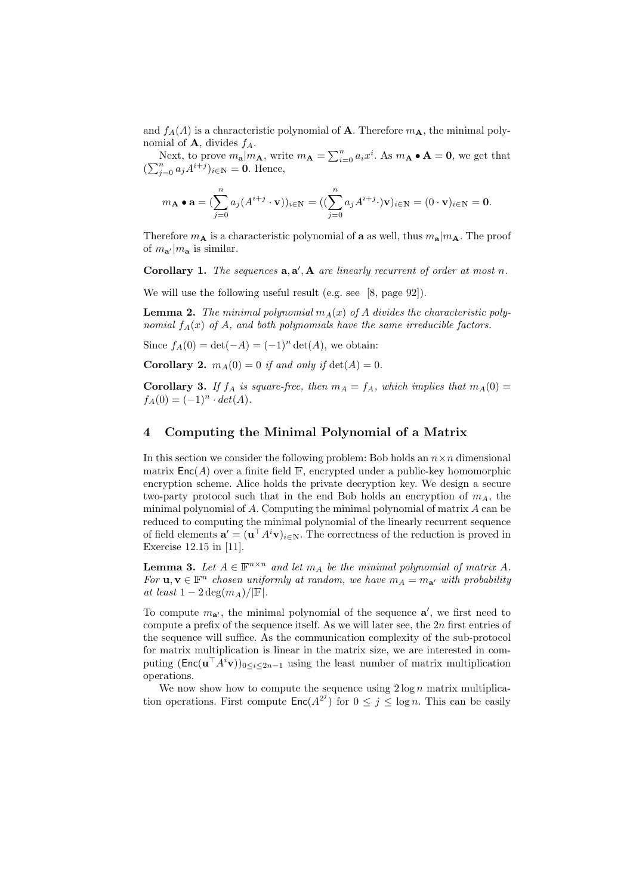and $f_A(A)$ is a characteristic polynomial of $\mathbf{A}$. Therefore $m_{\mathbf{A}}$, the minimal polynomial of $\mathbf{A}$, divides $f_A$.

Next, to prove $m_{\mathbf{a}}|m_{\mathbf{A}}$, write $m_{\mathbf{A}} = \sum_{i=0}^{n} a_i x^i$. As $m_{\mathbf{A}} \bullet \mathbf{A} = \mathbf{0}$, we get that $(\sum_{j=0}^{n} a_j A^{i+j})_{i\in\mathbb{N}} = \mathbf{0}$. Hence,

$$m_{\mathbf{A}} \bullet \mathbf{a} = (\sum_{j=0}^{n} a_j (A^{i+j} \cdot \mathbf{v}))_{i\in\mathbb{N}} = ((\sum_{j=0}^{n} a_j A^{i+j} \cdot)\mathbf{v})_{i\in\mathbb{N}} = (0 \cdot \mathbf{v})_{i\in\mathbb{N}} = \mathbf{0}.$$

Therefore $m_{\mathbf{A}}$ is a characteristic polynomial of $\mathbf{a}$ as well, thus $m_{\mathbf{a}}|m_{\mathbf{A}}$. The proof of $m_{\mathbf{a}'}|m_{\mathbf{a}}$ is similar.

**Corollary 1.** *The sequences $\mathbf{a}, \mathbf{a}', \mathbf{A}$ are linearly recurrent of order at most $n$.*

We will use the following useful result (e.g. see [8, page 92]).

**Lemma 2.** *The minimal polynomial $m_A(x)$ of $A$ divides the characteristic polynomial $f_A(x)$ of $A$, and both polynomials have the same irreducible factors.*

Since $f_A(0) = \det(-A) = (-1)^n \det(A)$, we obtain:

**Corollary 2.** *$m_A(0) = 0$ if and only if $\det(A) = 0$.*

**Corollary 3.** *If $f_A$ is square-free, then $m_A = f_A$, which implies that $m_A(0) = f_A(0) = (-1)^n \cdot det(A)$.*

## 4 Computing the Minimal Polynomial of a Matrix

In this section we consider the following problem: Bob holds an $n \times n$ dimensional matrix $\mathsf{Enc}(A)$ over a finite field $\mathbb{F}$, encrypted under a public-key homomorphic encryption scheme. Alice holds the private decryption key. We design a secure two-party protocol such that in the end Bob holds an encryption of $m_A$, the minimal polynomial of $A$. Computing the minimal polynomial of matrix $A$ can be reduced to computing the minimal polynomial of the linearly recurrent sequence of field elements $\mathbf{a}' = (\mathbf{u}^\top A^i \mathbf{v})_{i\in\mathbb{N}}$. The correctness of the reduction is proved in Exercise 12.15 in [11].

**Lemma 3.** *Let $A \in \mathbb{F}^{n\times n}$ and let $m_A$ be the minimal polynomial of matrix $A$. For $\mathbf{u}, \mathbf{v} \in \mathbb{F}^n$ chosen uniformly at random, we have $m_A = m_{\mathbf{a}'}$ with probability at least $1 - 2\deg(m_A)/|\mathbb{F}|$.*

To compute $m_{\mathbf{a}'}$, the minimal polynomial of the sequence $\mathbf{a}'$, we first need to compute a prefix of the sequence itself. As we will later see, the $2n$ first entries of the sequence will suffice. As the communication complexity of the sub-protocol for matrix multiplication is linear in the matrix size, we are interested in computing $(\mathsf{Enc}(\mathbf{u}^\top A^i \mathbf{v}))_{0\leq i\leq 2n-1}$ using the least number of matrix multiplication operations.

We now show how to compute the sequence using $2\log n$ matrix multiplication operations. First compute $\mathsf{Enc}(A^{2^j})$ for $0 \leq j \leq \log n$. This can be easily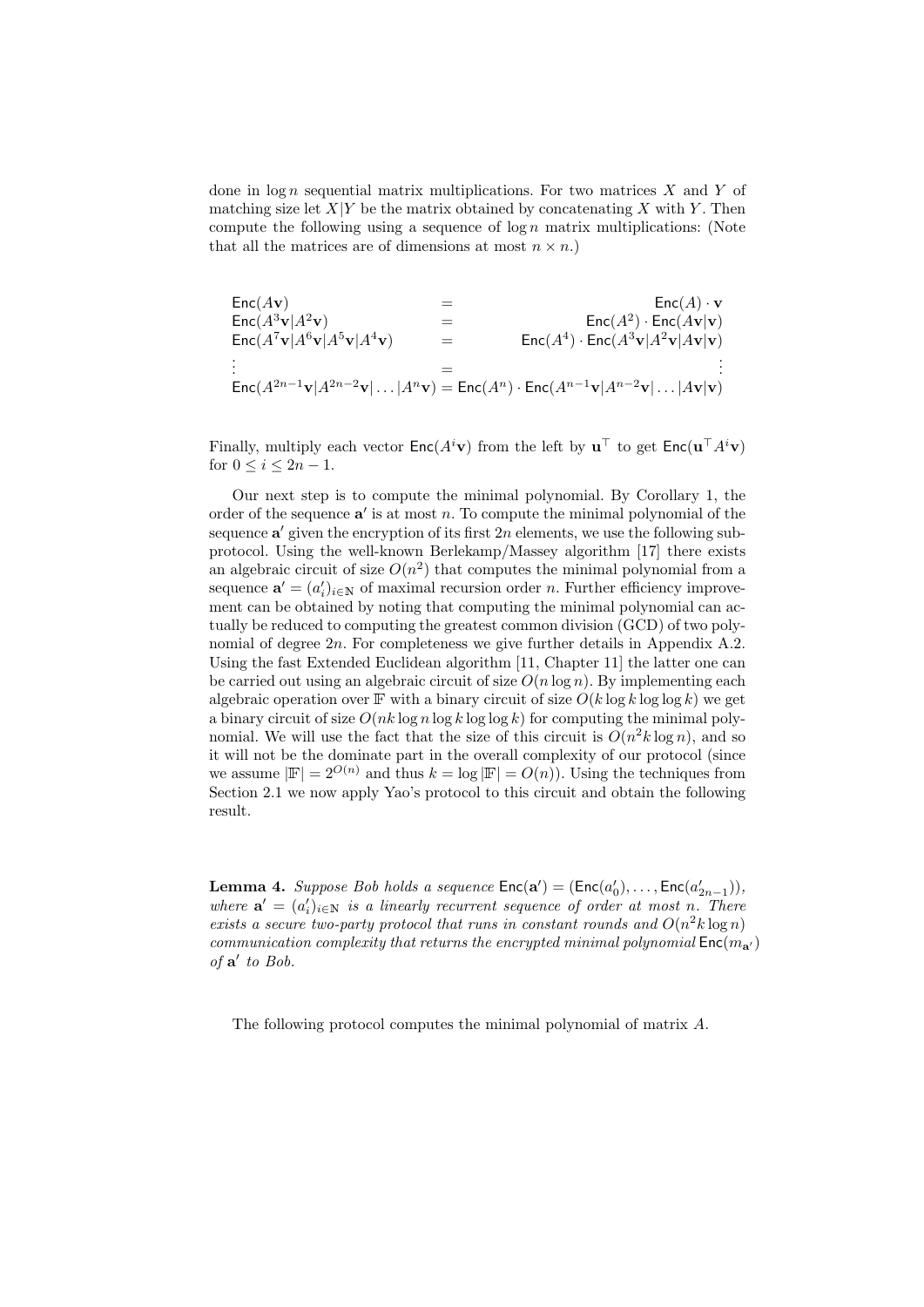done in $\log n$ sequential matrix multiplications. For two matrices $X$ and $Y$ of matching size let $X|Y$ be the matrix obtained by concatenating $X$ with $Y$. Then compute the following using a sequence of $\log n$ matrix multiplications: (Note that all the matrices are of dimensions at most $n \times n$.)

$$
\begin{aligned}
\mathsf{Enc}(A\mathbf{v}) &= \mathsf{Enc}(A) \cdot \mathbf{v} \\
\mathsf{Enc}(A^3\mathbf{v}|A^2\mathbf{v}) &= \mathsf{Enc}(A^2) \cdot \mathsf{Enc}(A\mathbf{v}|\mathbf{v}) \\
\mathsf{Enc}(A^7\mathbf{v}|A^6\mathbf{v}|A^5\mathbf{v}|A^4\mathbf{v}) &= \mathsf{Enc}(A^4) \cdot \mathsf{Enc}(A^3\mathbf{v}|A^2\mathbf{v}|A\mathbf{v}|\mathbf{v}) \\
\vdots &= \vdots \\
\mathsf{Enc}(A^{2n-1}\mathbf{v}|A^{2n-2}\mathbf{v}|\dots|A^n\mathbf{v}) &= \mathsf{Enc}(A^n) \cdot \mathsf{Enc}(A^{n-1}\mathbf{v}|A^{n-2}\mathbf{v}|\dots|A\mathbf{v}|\mathbf{v})
\end{aligned}
$$

Finally, multiply each vector $\mathsf{Enc}(A^i\mathbf{v})$ from the left by $\mathbf{u}^\top$ to get $\mathsf{Enc}(\mathbf{u}^\top A^i\mathbf{v})$ for $0 \le i \le 2n-1$.

Our next step is to compute the minimal polynomial. By Corollary 1, the order of the sequence $\mathbf{a}'$ is at most $n$. To compute the minimal polynomial of the sequence $\mathbf{a}'$ given the encryption of its first $2n$ elements, we use the following subprotocol. Using the well-known Berlekamp/Massey algorithm [17] there exists an algebraic circuit of size $O(n^2)$ that computes the minimal polynomial from a sequence $\mathbf{a}' = (a'_i)_{i\in\mathbb{N}}$ of maximal recursion order $n$. Further efficiency improvement can be obtained by noting that computing the minimal polynomial can actually be reduced to computing the greatest common division (GCD) of two polynomial of degree $2n$. For completeness we give further details in Appendix A.2. Using the fast Extended Euclidean algorithm [11, Chapter 11] the latter one can be carried out using an algebraic circuit of size $O(n \log n)$. By implementing each algebraic operation over $\mathbb{F}$ with a binary circuit of size $O(k \log k \log\log k)$ we get a binary circuit of size $O(nk \log n \log k \log\log k)$ for computing the minimal polynomial. We will use the fact that the size of this circuit is $O(n^2 k \log n)$, and so it will not be the dominate part in the overall complexity of our protocol (since we assume $|\mathbb{F}| = 2^{O(n)}$ and thus $k = \log|\mathbb{F}| = O(n)$). Using the techniques from Section 2.1 we now apply Yao's protocol to this circuit and obtain the following result.

**Lemma 4.** *Suppose Bob holds a sequence $\mathsf{Enc}(\mathbf{a}') = (\mathsf{Enc}(a'_0), \dots, \mathsf{Enc}(a'_{2n-1}))$, where $\mathbf{a}' = (a'_i)_{i\in\mathbb{N}}$ is a linearly recurrent sequence of order at most $n$. There exists a secure two-party protocol that runs in constant rounds and $O(n^2 k \log n)$ communication complexity that returns the encrypted minimal polynomial $\mathsf{Enc}(m_{\mathbf{a}'})$ of $\mathbf{a}'$ to Bob.*

The following protocol computes the minimal polynomial of matrix $A$.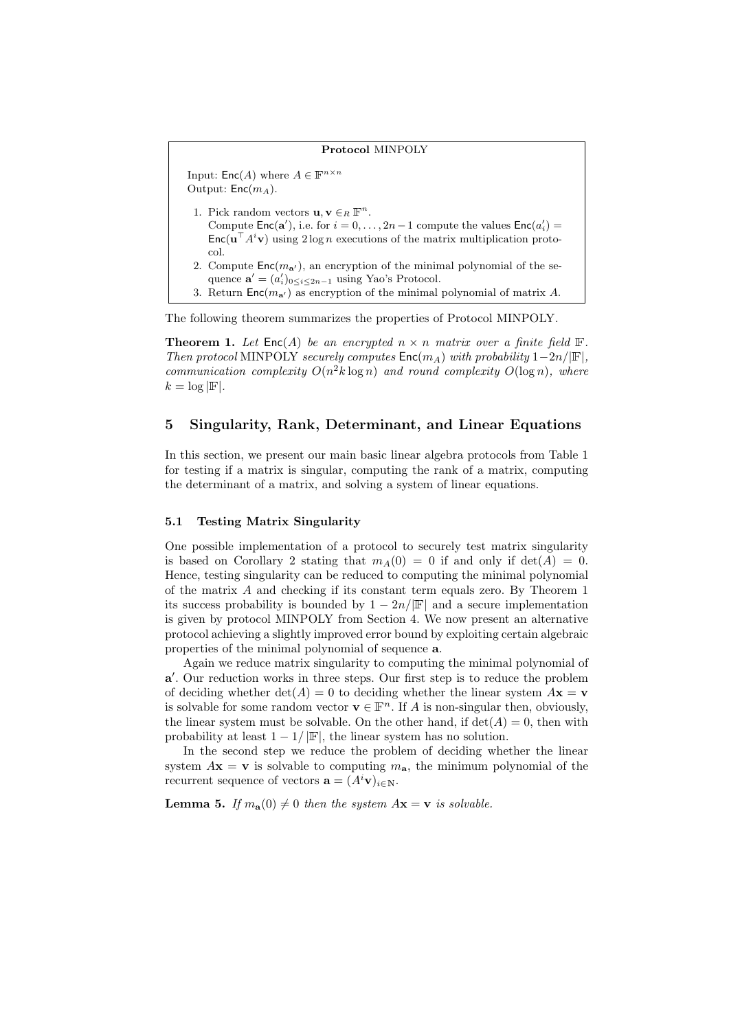**Protocol** MINPOLY

Input: $\mathsf{Enc}(A)$ where $A \in \mathbb{F}^{n \times n}$
Output: $\mathsf{Enc}(m_A)$.

1. Pick random vectors $\mathbf{u}, \mathbf{v} \in_R \mathbb{F}^n$.
   Compute $\mathsf{Enc}(\mathbf{a}')$, i.e. for $i = 0, \ldots, 2n-1$ compute the values $\mathsf{Enc}(a'_i) = \mathsf{Enc}(\mathbf{u}^\top A^i \mathbf{v})$ using $2 \log n$ executions of the matrix multiplication protocol.
2. Compute $\mathsf{Enc}(m_{\mathbf{a}'})$, an encryption of the minimal polynomial of the sequence $\mathbf{a}' = (a'_i)_{0 \leq i \leq 2n-1}$ using Yao's Protocol.
3. Return $\mathsf{Enc}(m_{\mathbf{a}'})$ as encryption of the minimal polynomial of matrix $A$.

The following theorem summarizes the properties of Protocol MINPOLY.

**Theorem 1.** *Let $\mathsf{Enc}(A)$ be an encrypted $n \times n$ matrix over a finite field $\mathbb{F}$. Then protocol* MINPOLY *securely computes $\mathsf{Enc}(m_A)$ with probability $1 - 2n/|\mathbb{F}|$, communication complexity $O(n^2 k \log n)$ and round complexity $O(\log n)$, where $k = \log |\mathbb{F}|$.*

## 5 Singularity, Rank, Determinant, and Linear Equations

In this section, we present our main basic linear algebra protocols from Table 1 for testing if a matrix is singular, computing the rank of a matrix, computing the determinant of a matrix, and solving a system of linear equations.

### 5.1 Testing Matrix Singularity

One possible implementation of a protocol to securely test matrix singularity is based on Corollary 2 stating that $m_A(0) = 0$ if and only if $\det(A) = 0$. Hence, testing singularity can be reduced to computing the minimal polynomial of the matrix $A$ and checking if its constant term equals zero. By Theorem 1 its success probability is bounded by $1 - 2n/|\mathbb{F}|$ and a secure implementation is given by protocol MINPOLY from Section 4. We now present an alternative protocol achieving a slightly improved error bound by exploiting certain algebraic properties of the minimal polynomial of sequence $\mathbf{a}$.

Again we reduce matrix singularity to computing the minimal polynomial of $\mathbf{a}'$. Our reduction works in three steps. Our first step is to reduce the problem of deciding whether $\det(A) = 0$ to deciding whether the linear system $A\mathbf{x} = \mathbf{v}$ is solvable for some random vector $\mathbf{v} \in \mathbb{F}^n$. If $A$ is non-singular then, obviously, the linear system must be solvable. On the other hand, if $\det(A) = 0$, then with probability at least $1 - 1/|\mathbb{F}|$, the linear system has no solution.

In the second step we reduce the problem of deciding whether the linear system $A\mathbf{x} = \mathbf{v}$ is solvable to computing $m_{\mathbf{a}}$, the minimum polynomial of the recurrent sequence of vectors $\mathbf{a} = (A^i \mathbf{v})_{i \in \mathbb{N}}$.

**Lemma 5.** *If $m_{\mathbf{a}}(0) \neq 0$ then the system $A\mathbf{x} = \mathbf{v}$ is solvable.*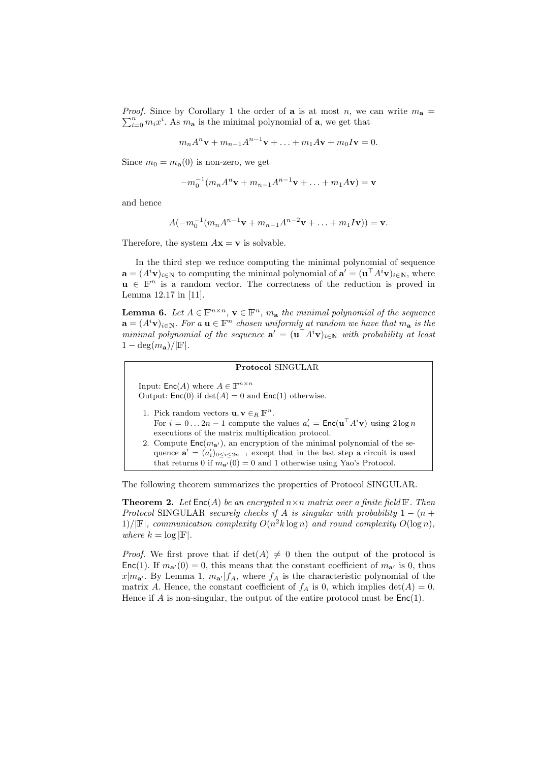*Proof.* Since by Corollary 1 the order of $\mathbf{a}$ is at most $n$, we can write $m_{\mathbf{a}} = \sum_{i=0}^{n} m_i x^i$. As $m_{\mathbf{a}}$ is the minimal polynomial of $\mathbf{a}$, we get that

$$m_n A^n \mathbf{v} + m_{n-1} A^{n-1} \mathbf{v} + \ldots + m_1 A \mathbf{v} + m_0 I \mathbf{v} = 0.$$

Since $m_0 = m_{\mathbf{a}}(0)$ is non-zero, we get

$$-m_0^{-1}(m_n A^n \mathbf{v} + m_{n-1} A^{n-1} \mathbf{v} + \ldots + m_1 A \mathbf{v}) = \mathbf{v}$$

and hence

$$A(-m_0^{-1}(m_n A^{n-1} \mathbf{v} + m_{n-1} A^{n-2} \mathbf{v} + \ldots + m_1 I \mathbf{v})) = \mathbf{v}.$$

Therefore, the system $A\mathbf{x} = \mathbf{v}$ is solvable.

In the third step we reduce computing the minimal polynomial of sequence $\mathbf{a} = (A^i \mathbf{v})_{i \in \mathbb{N}}$ to computing the minimal polynomial of $\mathbf{a}' = (\mathbf{u}^\top A^i \mathbf{v})_{i \in \mathbb{N}}$, where $\mathbf{u} \in \mathbb{F}^n$ is a random vector. The correctness of the reduction is proved in Lemma 12.17 in [11].

**Lemma 6.** *Let $A \in \mathbb{F}^{n \times n}$, $\mathbf{v} \in \mathbb{F}^n$, $m_{\mathbf{a}}$ the minimal polynomial of the sequence $\mathbf{a} = (A^i \mathbf{v})_{i \in \mathbb{N}}$. For a $\mathbf{u} \in \mathbb{F}^n$ chosen uniformly at random we have that $m_{\mathbf{a}}$ is the minimal polynomial of the sequence $\mathbf{a}' = (\mathbf{u}^\top A^i \mathbf{v})_{i \in \mathbb{N}}$ with probability at least $1 - \deg(m_{\mathbf{a}})/|\mathbb{F}|$.*

---

**Protocol** SINGULAR

Input: $\mathsf{Enc}(A)$ where $A \in \mathbb{F}^{n \times n}$
Output: $\mathsf{Enc}(0)$ if $\det(A) = 0$ and $\mathsf{Enc}(1)$ otherwise.

1. Pick random vectors $\mathbf{u}, \mathbf{v} \in_R \mathbb{F}^n$.
   For $i = 0 \ldots 2n-1$ compute the values $a'_i = \mathsf{Enc}(\mathbf{u}^\top A^i \mathbf{v})$ using $2 \log n$ executions of the matrix multiplication protocol.
2. Compute $\mathsf{Enc}(m_{\mathbf{a}'})$, an encryption of the minimal polynomial of the sequence $\mathbf{a}' = (a'_i)_{0 \le i \le 2n-1}$ except that in the last step a circuit is used that returns 0 if $m_{\mathbf{a}'}(0) = 0$ and 1 otherwise using Yao's Protocol.

---

The following theorem summarizes the properties of Protocol SINGULAR.

**Theorem 2.** *Let $\mathsf{Enc}(A)$ be an encrypted $n \times n$ matrix over a finite field $\mathbb{F}$. Then Protocol* SINGULAR *securely checks if $A$ is singular with probability $1 - (n+1)/|\mathbb{F}|$, communication complexity $O(n^2 k \log n)$ and round complexity $O(\log n)$, where $k = \log |\mathbb{F}|$.*

*Proof.* We first prove that if $\det(A) \neq 0$ then the output of the protocol is $\mathsf{Enc}(1)$. If $m_{\mathbf{a}'}(0) = 0$, this means that the constant coefficient of $m_{\mathbf{a}'}$ is 0, thus $x | m_{\mathbf{a}'}$. By Lemma 1, $m_{\mathbf{a}'} | f_A$, where $f_A$ is the characteristic polynomial of the matrix $A$. Hence, the constant coefficient of $f_A$ is 0, which implies $\det(A) = 0$. Hence if $A$ is non-singular, the output of the entire protocol must be $\mathsf{Enc}(1)$.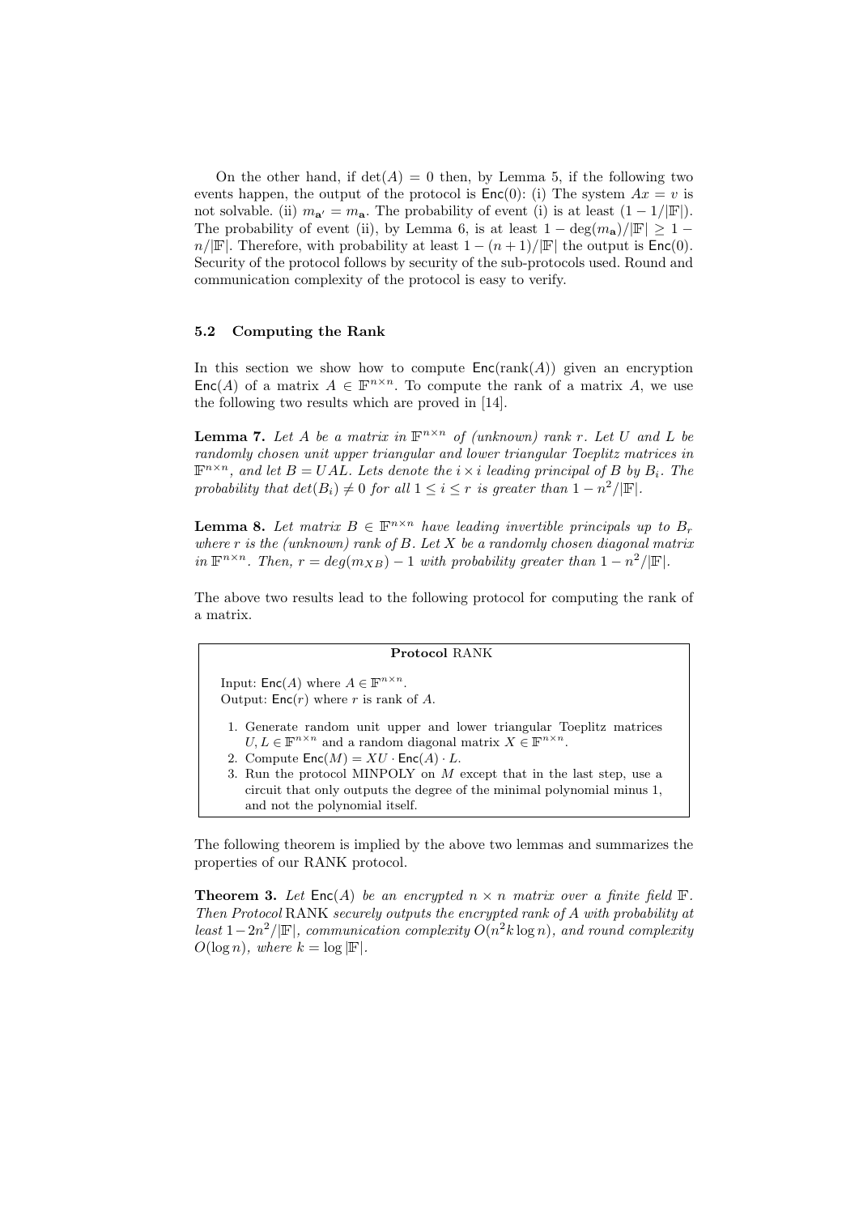On the other hand, if $\det(A) = 0$ then, by Lemma 5, if the following two events happen, the output of the protocol is $\mathsf{Enc}(0)$: (i) The system $Ax = v$ is not solvable. (ii) $m_{\mathbf{a}'} = m_{\mathbf{a}}$. The probability of event (i) is at least $(1 - 1/|\mathbb{F}|)$. The probability of event (ii), by Lemma 6, is at least $1 - \deg(m_{\mathbf{a}})/|\mathbb{F}| \geq 1 - n/|\mathbb{F}|$. Therefore, with probability at least $1 - (n+1)/|\mathbb{F}|$ the output is $\mathsf{Enc}(0)$. Security of the protocol follows by security of the sub-protocols used. Round and communication complexity of the protocol is easy to verify.

### 5.2 Computing the Rank

In this section we show how to compute $\mathsf{Enc}(\mathrm{rank}(A))$ given an encryption $\mathsf{Enc}(A)$ of a matrix $A \in \mathbb{F}^{n\times n}$. To compute the rank of a matrix $A$, we use the following two results which are proved in [14].

**Lemma 7.** *Let $A$ be a matrix in $\mathbb{F}^{n\times n}$ of (unknown) rank $r$. Let $U$ and $L$ be randomly chosen unit upper triangular and lower triangular Toeplitz matrices in $\mathbb{F}^{n\times n}$, and let $B = UAL$. Lets denote the $i \times i$ leading principal of $B$ by $B_i$. The probability that $\det(B_i) \neq 0$ for all $1 \leq i \leq r$ is greater than $1 - n^2/|\mathbb{F}|$.*

**Lemma 8.** *Let matrix $B \in \mathbb{F}^{n\times n}$ have leading invertible principals up to $B_r$ where $r$ is the (unknown) rank of $B$. Let $X$ be a randomly chosen diagonal matrix in $\mathbb{F}^{n\times n}$. Then, $r = deg(m_{XB}) - 1$ with probability greater than $1 - n^2/|\mathbb{F}|$.*

The above two results lead to the following protocol for computing the rank of a matrix.

**Protocol** RANK

Input: $\mathsf{Enc}(A)$ where $A \in \mathbb{F}^{n\times n}$.
Output: $\mathsf{Enc}(r)$ where $r$ is rank of $A$.

1. Generate random unit upper and lower triangular Toeplitz matrices $U, L \in \mathbb{F}^{n\times n}$ and a random diagonal matrix $X \in \mathbb{F}^{n\times n}$.
2. Compute $\mathsf{Enc}(M) = XU \cdot \mathsf{Enc}(A) \cdot L$.
3. Run the protocol MINPOLY on $M$ except that in the last step, use a circuit that only outputs the degree of the minimal polynomial minus 1, and not the polynomial itself.

The following theorem is implied by the above two lemmas and summarizes the properties of our RANK protocol.

**Theorem 3.** *Let $\mathsf{Enc}(A)$ be an encrypted $n \times n$ matrix over a finite field $\mathbb{F}$. Then Protocol* RANK *securely outputs the encrypted rank of $A$ with probability at least $1 - 2n^2/|\mathbb{F}|$, communication complexity $O(n^2 k \log n)$, and round complexity $O(\log n)$, where $k = \log|\mathbb{F}|$.*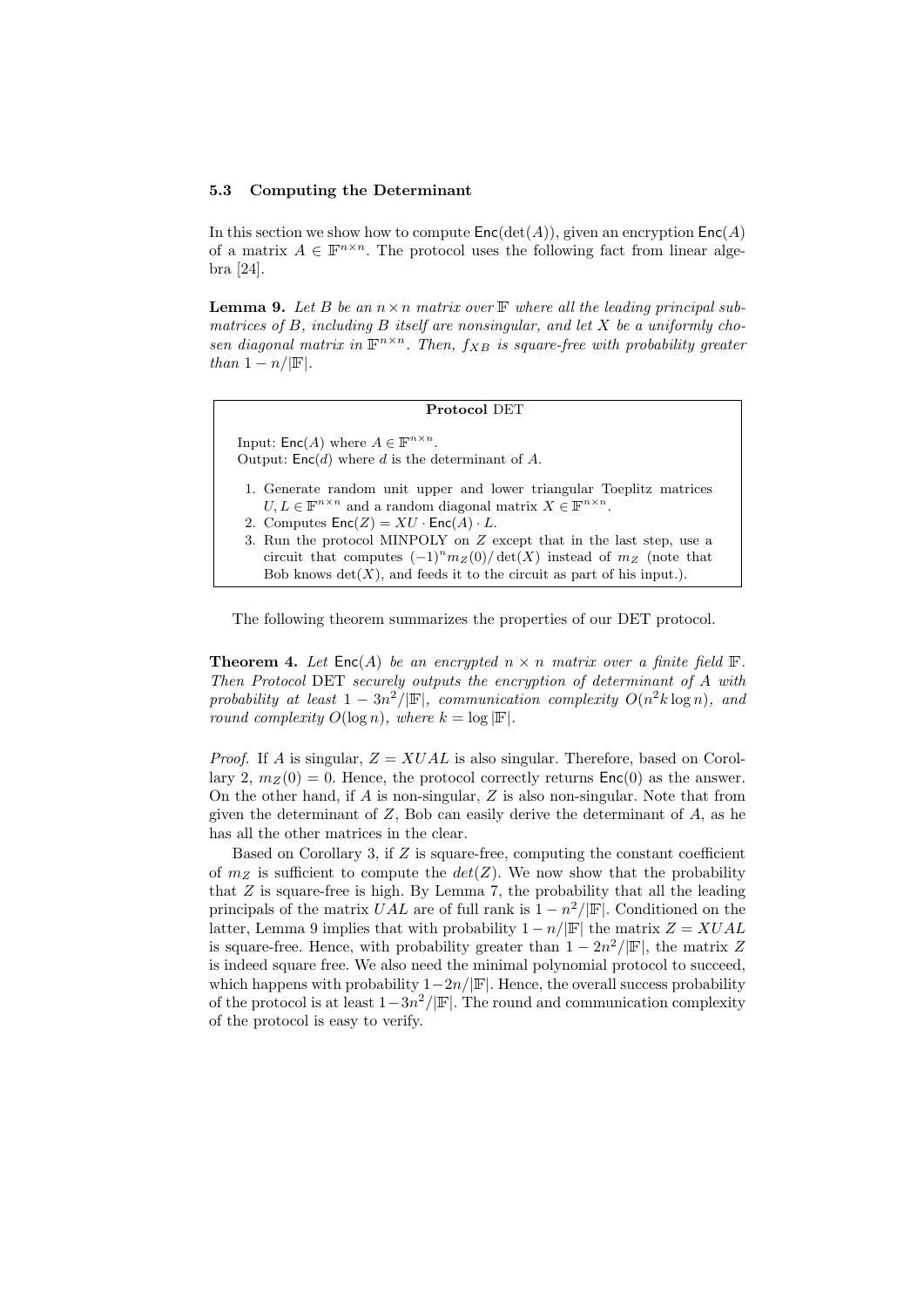### 5.3 Computing the Determinant

In this section we show how to compute $\mathsf{Enc}(\det(A))$, given an encryption $\mathsf{Enc}(A)$ of a matrix $A \in \mathbb{F}^{n \times n}$. The protocol uses the following fact from linear algebra [24].

**Lemma 9.** *Let $B$ be an $n \times n$ matrix over $\mathbb{F}$ where all the leading principal submatrices of $B$, including $B$ itself are nonsingular, and let $X$ be a uniformly chosen diagonal matrix in $\mathbb{F}^{n \times n}$. Then, $f_{XB}$ is square-free with probability greater than $1 - n/|\mathbb{F}|$.*

---

**Protocol** DET

Input: $\mathsf{Enc}(A)$ where $A \in \mathbb{F}^{n \times n}$.
Output: $\mathsf{Enc}(d)$ where $d$ is the determinant of $A$.

1. Generate random unit upper and lower triangular Toeplitz matrices $U, L \in \mathbb{F}^{n \times n}$ and a random diagonal matrix $X \in \mathbb{F}^{n \times n}$.
2. Computes $\mathsf{Enc}(Z) = XU \cdot \mathsf{Enc}(A) \cdot L$.
3. Run the protocol MINPOLY on $Z$ except that in the last step, use a circuit that computes $(-1)^n m_Z(0)/\det(X)$ instead of $m_Z$ (note that Bob knows $\det(X)$, and feeds it to the circuit as part of his input.).

---

The following theorem summarizes the properties of our DET protocol.

**Theorem 4.** *Let $\mathsf{Enc}(A)$ be an encrypted $n \times n$ matrix over a finite field $\mathbb{F}$. Then Protocol* DET *securely outputs the encryption of determinant of $A$ with probability at least $1 - 3n^2/|\mathbb{F}|$, communication complexity $O(n^2 k \log n)$, and round complexity $O(\log n)$, where $k = \log |\mathbb{F}|$.*

*Proof.* If $A$ is singular, $Z = XUAL$ is also singular. Therefore, based on Corollary 2, $m_Z(0) = 0$. Hence, the protocol correctly returns $\mathsf{Enc}(0)$ as the answer. On the other hand, if $A$ is non-singular, $Z$ is also non-singular. Note that from given the determinant of $Z$, Bob can easily derive the determinant of $A$, as he has all the other matrices in the clear.

Based on Corollary 3, if $Z$ is square-free, computing the constant coefficient of $m_Z$ is sufficient to compute the $det(Z)$. We now show that the probability that $Z$ is square-free is high. By Lemma 7, the probability that all the leading principals of the matrix $UAL$ are of full rank is $1 - n^2/|\mathbb{F}|$. Conditioned on the latter, Lemma 9 implies that with probability $1 - n/|\mathbb{F}|$ the matrix $Z = XUAL$ is square-free. Hence, with probability greater than $1 - 2n^2/|\mathbb{F}|$, the matrix $Z$ is indeed square free. We also need the minimal polynomial protocol to succeed, which happens with probability $1 - 2n/|\mathbb{F}|$. Hence, the overall success probability of the protocol is at least $1 - 3n^2/|\mathbb{F}|$. The round and communication complexity of the protocol is easy to verify.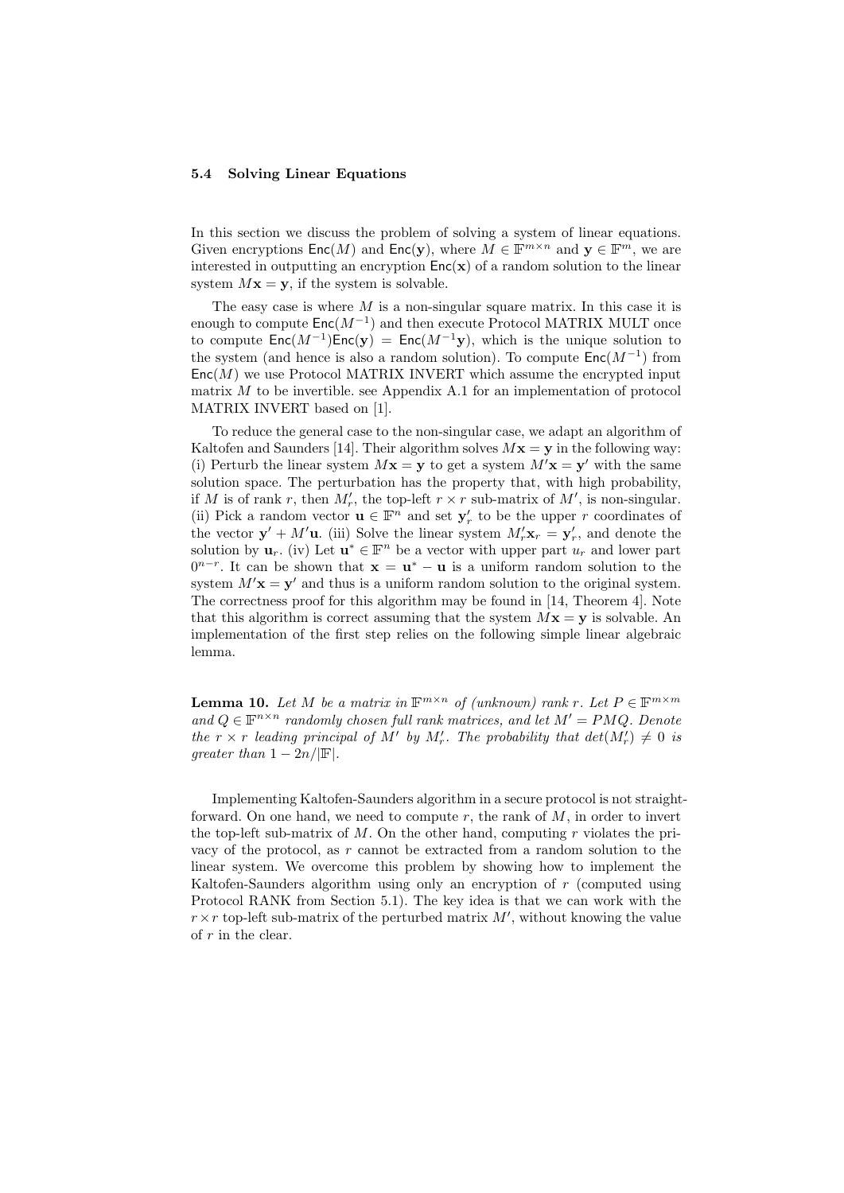### 5.4 Solving Linear Equations

In this section we discuss the problem of solving a system of linear equations. Given encryptions $\mathsf{Enc}(M)$ and $\mathsf{Enc}(\mathbf{y})$, where $M \in \mathbb{F}^{m\times n}$ and $\mathbf{y} \in \mathbb{F}^m$, we are interested in outputting an encryption $\mathsf{Enc}(\mathbf{x})$ of a random solution to the linear system $M\mathbf{x} = \mathbf{y}$, if the system is solvable.

The easy case is where $M$ is a non-singular square matrix. In this case it is enough to compute $\mathsf{Enc}(M^{-1})$ and then execute Protocol MATRIX MULT once to compute $\mathsf{Enc}(M^{-1})\mathsf{Enc}(\mathbf{y}) = \mathsf{Enc}(M^{-1}\mathbf{y})$, which is the unique solution to the system (and hence is also a random solution). To compute $\mathsf{Enc}(M^{-1})$ from $\mathsf{Enc}(M)$ we use Protocol MATRIX INVERT which assume the encrypted input matrix $M$ to be invertible. see Appendix A.1 for an implementation of protocol MATRIX INVERT based on [1].

To reduce the general case to the non-singular case, we adapt an algorithm of Kaltofen and Saunders [14]. Their algorithm solves $M\mathbf{x} = \mathbf{y}$ in the following way: (i) Perturb the linear system $M\mathbf{x} = \mathbf{y}$ to get a system $M'\mathbf{x} = \mathbf{y}'$ with the same solution space. The perturbation has the property that, with high probability, if $M$ is of rank $r$, then $M'_r$, the top-left $r \times r$ sub-matrix of $M'$, is non-singular. (ii) Pick a random vector $\mathbf{u} \in \mathbb{F}^n$ and set $\mathbf{y}'_r$ to be the upper $r$ coordinates of the vector $\mathbf{y}' + M'\mathbf{u}$. (iii) Solve the linear system $M'_r\mathbf{x}_r = \mathbf{y}'_r$, and denote the solution by $\mathbf{u}_r$. (iv) Let $\mathbf{u}^* \in \mathbb{F}^n$ be a vector with upper part $u_r$ and lower part $0^{n-r}$. It can be shown that $\mathbf{x} = \mathbf{u}^* - \mathbf{u}$ is a uniform random solution to the system $M'\mathbf{x} = \mathbf{y}'$ and thus is a uniform random solution to the original system. The correctness proof for this algorithm may be found in [14, Theorem 4]. Note that this algorithm is correct assuming that the system $M\mathbf{x} = \mathbf{y}$ is solvable. An implementation of the first step relies on the following simple linear algebraic lemma.

**Lemma 10.** *Let $M$ be a matrix in $\mathbb{F}^{m\times n}$ of (unknown) rank $r$. Let $P \in \mathbb{F}^{m\times m}$ and $Q \in \mathbb{F}^{n\times n}$ randomly chosen full rank matrices, and let $M' = PMQ$. Denote the $r \times r$ leading principal of $M'$ by $M'_r$. The probability that $det(M'_r) \neq 0$ is greater than $1 - 2n/|\mathbb{F}|$.*

Implementing Kaltofen-Saunders algorithm in a secure protocol is not straightforward. On one hand, we need to compute $r$, the rank of $M$, in order to invert the top-left sub-matrix of $M$. On the other hand, computing $r$ violates the privacy of the protocol, as $r$ cannot be extracted from a random solution to the linear system. We overcome this problem by showing how to implement the Kaltofen-Saunders algorithm using only an encryption of $r$ (computed using Protocol RANK from Section 5.1). The key idea is that we can work with the $r \times r$ top-left sub-matrix of the perturbed matrix $M'$, without knowing the value of $r$ in the clear.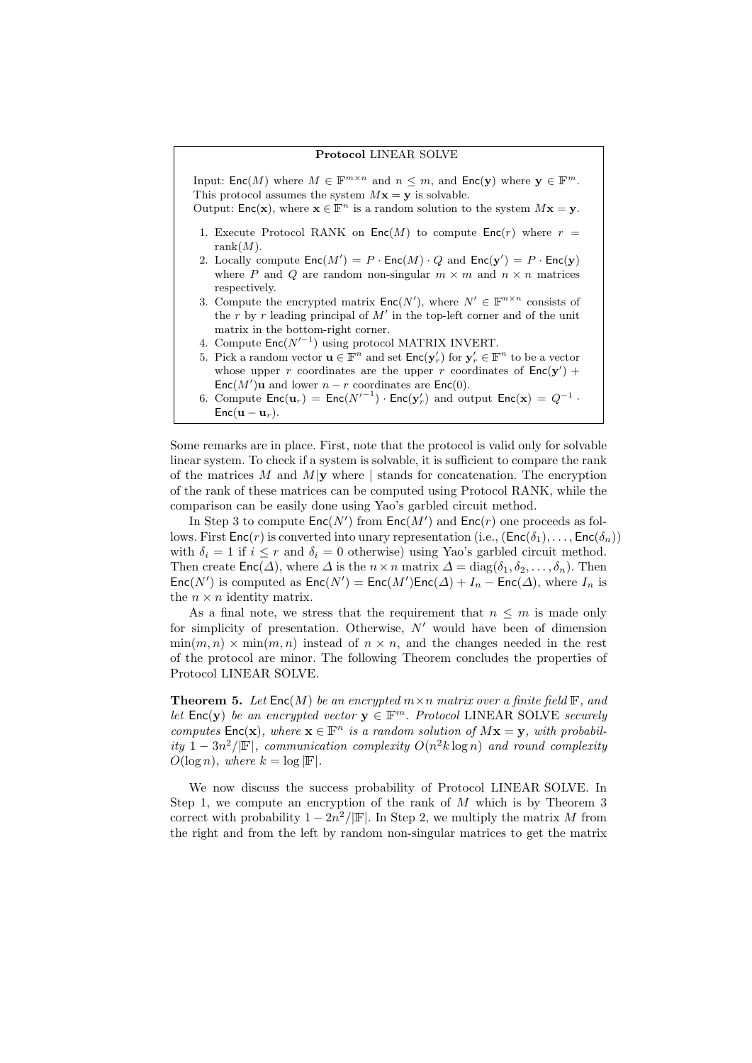**Protocol** LINEAR SOLVE

Input: $\mathsf{Enc}(M)$ where $M \in \mathbb{F}^{m \times n}$ and $n \leq m$, and $\mathsf{Enc}(\mathbf{y})$ where $\mathbf{y} \in \mathbb{F}^m$. This protocol assumes the system $M\mathbf{x} = \mathbf{y}$ is solvable.
Output: $\mathsf{Enc}(\mathbf{x})$, where $\mathbf{x} \in \mathbb{F}^n$ is a random solution to the system $M\mathbf{x} = \mathbf{y}$.

1. Execute Protocol RANK on $\mathsf{Enc}(M)$ to compute $\mathsf{Enc}(r)$ where $r = \text{rank}(M)$.
2. Locally compute $\mathsf{Enc}(M') = P \cdot \mathsf{Enc}(M) \cdot Q$ and $\mathsf{Enc}(\mathbf{y}') = P \cdot \mathsf{Enc}(\mathbf{y})$ where $P$ and $Q$ are random non-singular $m \times m$ and $n \times n$ matrices respectively.
3. Compute the encrypted matrix $\mathsf{Enc}(N')$, where $N' \in \mathbb{F}^{n \times n}$ consists of the $r$ by $r$ leading principal of $M'$ in the top-left corner and of the unit matrix in the bottom-right corner.
4. Compute $\mathsf{Enc}({N'}^{-1})$ using protocol MATRIX INVERT.
5. Pick a random vector $\mathbf{u} \in \mathbb{F}^n$ and set $\mathsf{Enc}(\mathbf{y}'_r)$ for $\mathbf{y}'_r \in \mathbb{F}^n$ to be a vector whose upper $r$ coordinates are the upper $r$ coordinates of $\mathsf{Enc}(\mathbf{y}') + \mathsf{Enc}(M')\mathbf{u}$ and lower $n - r$ coordinates are $\mathsf{Enc}(0)$.
6. Compute $\mathsf{Enc}(\mathbf{u}_r) = \mathsf{Enc}({N'}^{-1}) \cdot \mathsf{Enc}(\mathbf{y}'_r)$ and output $\mathsf{Enc}(\mathbf{x}) = Q^{-1} \cdot \mathsf{Enc}(\mathbf{u} - \mathbf{u}_r)$.

Some remarks are in place. First, note that the protocol is valid only for solvable linear system. To check if a system is solvable, it is sufficient to compare the rank of the matrices $M$ and $M|\mathbf{y}$ where $|$ stands for concatenation. The encryption of the rank of these matrices can be computed using Protocol RANK, while the comparison can be easily done using Yao's garbled circuit method.

In Step 3 to compute $\mathsf{Enc}(N')$ from $\mathsf{Enc}(M')$ and $\mathsf{Enc}(r)$ one proceeds as follows. First $\mathsf{Enc}(r)$ is converted into unary representation (i.e., $(\mathsf{Enc}(\delta_1), \ldots, \mathsf{Enc}(\delta_n))$ with $\delta_i = 1$ if $i \leq r$ and $\delta_i = 0$ otherwise) using Yao's garbled circuit method. Then create $\mathsf{Enc}(\Delta)$, where $\Delta$ is the $n \times n$ matrix $\Delta = \text{diag}(\delta_1, \delta_2, \ldots, \delta_n)$. Then $\mathsf{Enc}(N')$ is computed as $\mathsf{Enc}(N') = \mathsf{Enc}(M')\mathsf{Enc}(\Delta) + I_n - \mathsf{Enc}(\Delta)$, where $I_n$ is the $n \times n$ identity matrix.

As a final note, we stress that the requirement that $n \leq m$ is made only for simplicity of presentation. Otherwise, $N'$ would have been of dimension $\min(m, n) \times \min(m, n)$ instead of $n \times n$, and the changes needed in the rest of the protocol are minor. The following Theorem concludes the properties of Protocol LINEAR SOLVE.

**Theorem 5.** *Let $\mathsf{Enc}(M)$ be an encrypted $m \times n$ matrix over a finite field $\mathbb{F}$, and let $\mathsf{Enc}(\mathbf{y})$ be an encrypted vector $\mathbf{y} \in \mathbb{F}^m$. Protocol* LINEAR SOLVE *securely computes $\mathsf{Enc}(\mathbf{x})$, where $\mathbf{x} \in \mathbb{F}^n$ is a random solution of $M\mathbf{x} = \mathbf{y}$, with probability $1 - 3n^2/|\mathbb{F}|$, communication complexity $O(n^2 k \log n)$ and round complexity $O(\log n)$, where $k = \log |\mathbb{F}|$.*

We now discuss the success probability of Protocol LINEAR SOLVE. In Step 1, we compute an encryption of the rank of $M$ which is by Theorem 3 correct with probability $1 - 2n^2/|\mathbb{F}|$. In Step 2, we multiply the matrix $M$ from the right and from the left by random non-singular matrices to get the matrix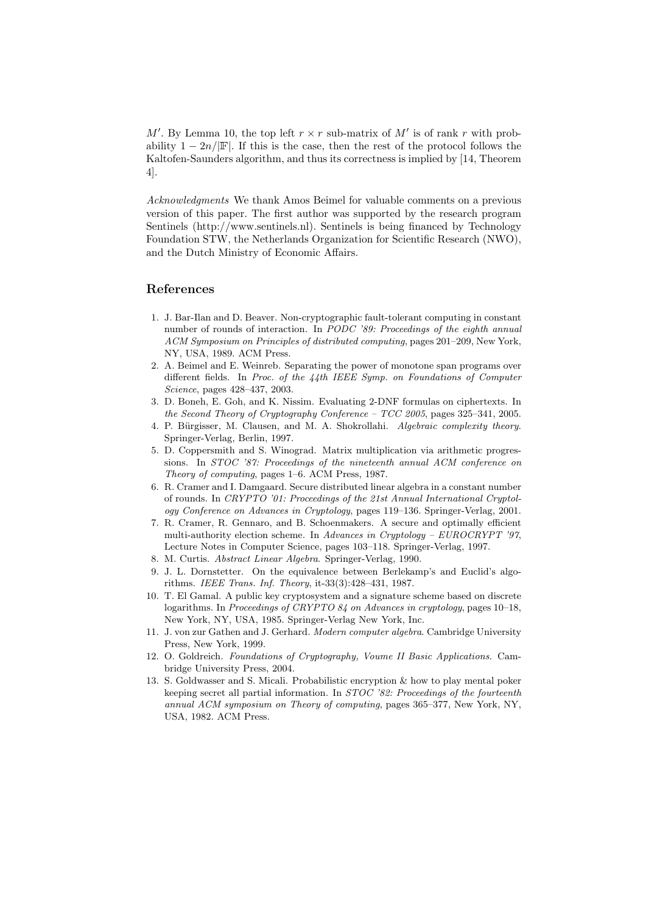$M'$. By Lemma 10, the top left $r \times r$ sub-matrix of $M'$ is of rank $r$ with probability $1 - 2n/|\mathbb{F}|$. If this is the case, then the rest of the protocol follows the Kaltofen-Saunders algorithm, and thus its correctness is implied by [14, Theorem 4].

*Acknowledgments* We thank Amos Beimel for valuable comments on a previous version of this paper. The first author was supported by the research program Sentinels (http://www.sentinels.nl). Sentinels is being financed by Technology Foundation STW, the Netherlands Organization for Scientific Research (NWO), and the Dutch Ministry of Economic Affairs.

## References

1. J. Bar-Ilan and D. Beaver. Non-cryptographic fault-tolerant computing in constant number of rounds of interaction. In *PODC '89: Proceedings of the eighth annual ACM Symposium on Principles of distributed computing*, pages 201–209, New York, NY, USA, 1989. ACM Press.
2. A. Beimel and E. Weinreb. Separating the power of monotone span programs over different fields. In *Proc. of the 44th IEEE Symp. on Foundations of Computer Science*, pages 428–437, 2003.
3. D. Boneh, E. Goh, and K. Nissim. Evaluating 2-DNF formulas on ciphertexts. In *the Second Theory of Cryptography Conference – TCC 2005*, pages 325–341, 2005.
4. P. Bürgisser, M. Clausen, and M. A. Shokrollahi. *Algebraic complexity theory.* Springer-Verlag, Berlin, 1997.
5. D. Coppersmith and S. Winograd. Matrix multiplication via arithmetic progressions. In *STOC '87: Proceedings of the nineteenth annual ACM conference on Theory of computing*, pages 1–6. ACM Press, 1987.
6. R. Cramer and I. Damgaard. Secure distributed linear algebra in a constant number of rounds. In *CRYPTO '01: Proceedings of the 21st Annual International Cryptology Conference on Advances in Cryptology*, pages 119–136. Springer-Verlag, 2001.
7. R. Cramer, R. Gennaro, and B. Schoenmakers. A secure and optimally efficient multi-authority election scheme. In *Advances in Cryptology – EUROCRYPT '97*, Lecture Notes in Computer Science, pages 103–118. Springer-Verlag, 1997.
8. M. Curtis. *Abstract Linear Algebra*. Springer-Verlag, 1990.
9. J. L. Dornstetter. On the equivalence between Berlekamp's and Euclid's algorithms. *IEEE Trans. Inf. Theory*, it-33(3):428–431, 1987.
10. T. El Gamal. A public key cryptosystem and a signature scheme based on discrete logarithms. In *Proceedings of CRYPTO 84 on Advances in cryptology*, pages 10–18, New York, NY, USA, 1985. Springer-Verlag New York, Inc.
11. J. von zur Gathen and J. Gerhard. *Modern computer algebra*. Cambridge University Press, New York, 1999.
12. O. Goldreich. *Foundations of Cryptography, Voume II Basic Applications*. Cambridge University Press, 2004.
13. S. Goldwasser and S. Micali. Probabilistic encryption & how to play mental poker keeping secret all partial information. In *STOC '82: Proceedings of the fourteenth annual ACM symposium on Theory of computing*, pages 365–377, New York, NY, USA, 1982. ACM Press.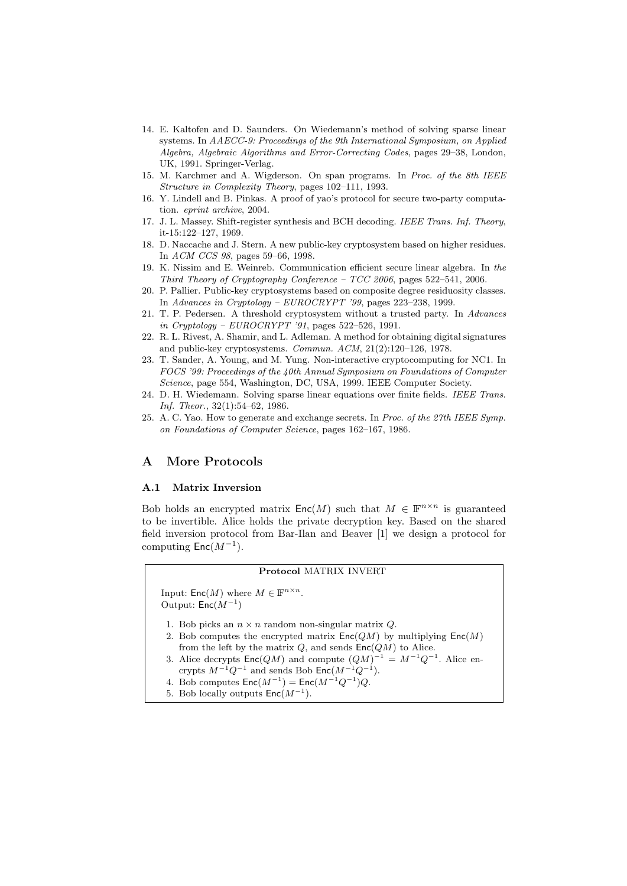14. E. Kaltofen and D. Saunders. On Wiedemann's method of solving sparse linear systems. In *AAECC-9: Proceedings of the 9th International Symposium, on Applied Algebra, Algebraic Algorithms and Error-Correcting Codes*, pages 29–38, London, UK, 1991. Springer-Verlag.
15. M. Karchmer and A. Wigderson. On span programs. In *Proc. of the 8th IEEE Structure in Complexity Theory*, pages 102–111, 1993.
16. Y. Lindell and B. Pinkas. A proof of yao's protocol for secure two-party computation. *eprint archive*, 2004.
17. J. L. Massey. Shift-register synthesis and BCH decoding. *IEEE Trans. Inf. Theory*, it-15:122–127, 1969.
18. D. Naccache and J. Stern. A new public-key cryptosystem based on higher residues. In *ACM CCS 98*, pages 59–66, 1998.
19. K. Nissim and E. Weinreb. Communication efficient secure linear algebra. In *the Third Theory of Cryptography Conference – TCC 2006*, pages 522–541, 2006.
20. P. Pallier. Public-key cryptosystems based on composite degree residuosity classes. In *Advances in Cryptology – EUROCRYPT '99*, pages 223–238, 1999.
21. T. P. Pedersen. A threshold cryptosystem without a trusted party. In *Advances in Cryptology – EUROCRYPT '91*, pages 522–526, 1991.
22. R. L. Rivest, A. Shamir, and L. Adleman. A method for obtaining digital signatures and public-key cryptosystems. *Commun. ACM*, 21(2):120–126, 1978.
23. T. Sander, A. Young, and M. Yung. Non-interactive cryptocomputing for NC1. In *FOCS '99: Proceedings of the 40th Annual Symposium on Foundations of Computer Science*, page 554, Washington, DC, USA, 1999. IEEE Computer Society.
24. D. H. Wiedemann. Solving sparse linear equations over finite fields. *IEEE Trans. Inf. Theor.*, 32(1):54–62, 1986.
25. A. C. Yao. How to generate and exchange secrets. In *Proc. of the 27th IEEE Symp. on Foundations of Computer Science*, pages 162–167, 1986.

# A More Protocols

## A.1 Matrix Inversion

Bob holds an encrypted matrix $\mathsf{Enc}(M)$ such that $M \in \mathbb{F}^{n \times n}$ is guaranteed to be invertible. Alice holds the private decryption key. Based on the shared field inversion protocol from Bar-Ilan and Beaver [1] we design a protocol for computing $\mathsf{Enc}(M^{-1})$.

**Protocol** MATRIX INVERT

Input: $\mathsf{Enc}(M)$ where $M \in \mathbb{F}^{n \times n}$.
Output: $\mathsf{Enc}(M^{-1})$

1. Bob picks an $n \times n$ random non-singular matrix $Q$.
2. Bob computes the encrypted matrix $\mathsf{Enc}(QM)$ by multiplying $\mathsf{Enc}(M)$ from the left by the matrix $Q$, and sends $\mathsf{Enc}(QM)$ to Alice.
3. Alice decrypts $\mathsf{Enc}(QM)$ and compute $(QM)^{-1} = M^{-1}Q^{-1}$. Alice encrypts $M^{-1}Q^{-1}$ and sends Bob $\mathsf{Enc}(M^{-1}Q^{-1})$.
4. Bob computes $\mathsf{Enc}(M^{-1}) = \mathsf{Enc}(M^{-1}Q^{-1})Q$.
5. Bob locally outputs $\mathsf{Enc}(M^{-1})$.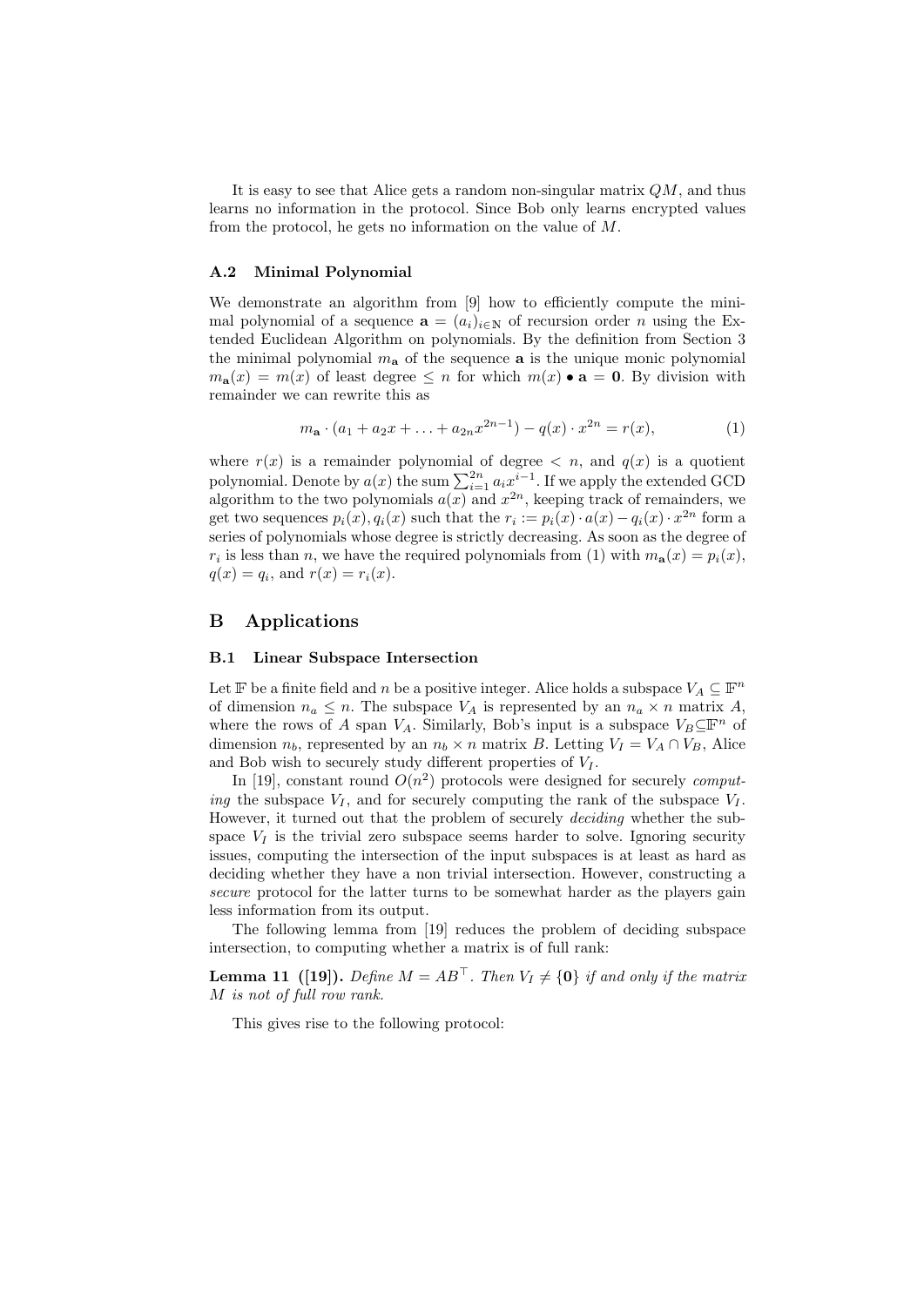It is easy to see that Alice gets a random non-singular matrix $QM$, and thus learns no information in the protocol. Since Bob only learns encrypted values from the protocol, he gets no information on the value of $M$.

### A.2 Minimal Polynomial

We demonstrate an algorithm from [9] how to efficiently compute the minimal polynomial of a sequence $\mathbf{a} = (a_i)_{i \in \mathbb{N}}$ of recursion order $n$ using the Extended Euclidean Algorithm on polynomials. By the definition from Section 3 the minimal polynomial $m_{\mathbf{a}}$ of the sequence $\mathbf{a}$ is the unique monic polynomial $m_{\mathbf{a}}(x) = m(x)$ of least degree $\leq n$ for which $m(x) \bullet \mathbf{a} = \mathbf{0}$. By division with remainder we can rewrite this as

$$m_{\mathbf{a}} \cdot (a_1 + a_2 x + \ldots + a_{2n} x^{2n-1}) - q(x) \cdot x^{2n} = r(x), \tag{1}$$

where $r(x)$ is a remainder polynomial of degree $< n$, and $q(x)$ is a quotient polynomial. Denote by $a(x)$ the sum $\sum_{i=1}^{2n} a_i x^{i-1}$. If we apply the extended GCD algorithm to the two polynomials $a(x)$ and $x^{2n}$, keeping track of remainders, we get two sequences $p_i(x), q_i(x)$ such that the $r_i := p_i(x) \cdot a(x) - q_i(x) \cdot x^{2n}$ form a series of polynomials whose degree is strictly decreasing. As soon as the degree of $r_i$ is less than $n$, we have the required polynomials from (1) with $m_{\mathbf{a}}(x) = p_i(x)$, $q(x) = q_i$, and $r(x) = r_i(x)$.

## B Applications

### B.1 Linear Subspace Intersection

Let $\mathbb{F}$ be a finite field and $n$ be a positive integer. Alice holds a subspace $V_A \subseteq \mathbb{F}^n$ of dimension $n_a \leq n$. The subspace $V_A$ is represented by an $n_a \times n$ matrix $A$, where the rows of $A$ span $V_A$. Similarly, Bob's input is a subspace $V_B \subseteq \mathbb{F}^n$ of dimension $n_b$, represented by an $n_b \times n$ matrix $B$. Letting $V_I = V_A \cap V_B$, Alice and Bob wish to securely study different properties of $V_I$.

In [19], constant round $O(n^2)$ protocols were designed for securely *computing* the subspace $V_I$, and for securely computing the rank of the subspace $V_I$. However, it turned out that the problem of securely *deciding* whether the subspace $V_I$ is the trivial zero subspace seems harder to solve. Ignoring security issues, computing the intersection of the input subspaces is at least as hard as deciding whether they have a non trivial intersection. However, constructing a *secure* protocol for the latter turns to be somewhat harder as the players gain less information from its output.

The following lemma from [19] reduces the problem of deciding subspace intersection, to computing whether a matrix is of full rank:

**Lemma 11 ([19]).** *Define $M = AB^\top$. Then $V_I \neq \{\mathbf{0}\}$ if and only if the matrix $M$ is not of full row rank.*

This gives rise to the following protocol: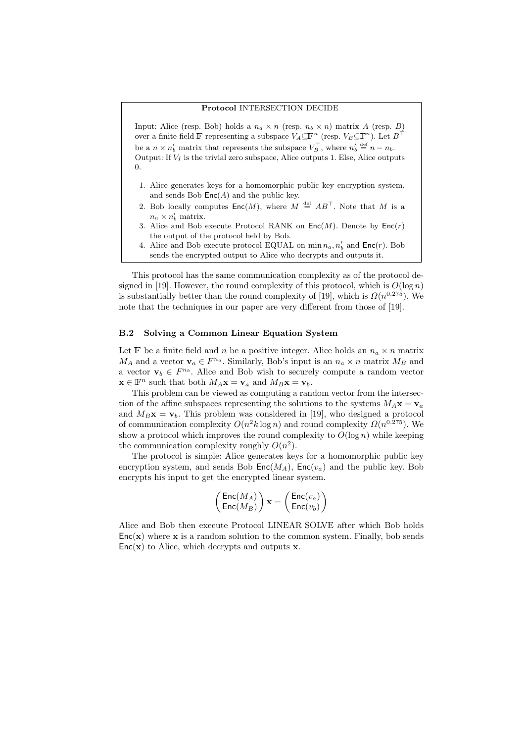**Protocol** INTERSECTION DECIDE

Input: Alice (resp. Bob) holds a $n_a \times n$ (resp. $n_b \times n$) matrix $A$ (resp. $B$) over a finite field $\mathbb{F}$ representing a subspace $V_A \subseteq \mathbb{F}^n$ (resp. $V_B \subseteq \mathbb{F}^n$). Let $B^\top$ be a $n \times n'_b$ matrix that represents the subspace $V_B^\top$, where $n'_b \stackrel{\text{def}}{=} n - n_b$.
Output: If $V_I$ is the trivial zero subspace, Alice outputs 1. Else, Alice outputs 0.

1. Alice generates keys for a homomorphic public key encryption system, and sends Bob $\mathsf{Enc}(A)$ and the public key.
2. Bob locally computes $\mathsf{Enc}(M)$, where $M \stackrel{\text{def}}{=} AB^\top$. Note that $M$ is a $n_a \times n'_b$ matrix.
3. Alice and Bob execute Protocol RANK on $\mathsf{Enc}(M)$. Denote by $\mathsf{Enc}(r)$ the output of the protocol held by Bob.
4. Alice and Bob execute protocol EQUAL on $\min n_a, n'_b$ and $\mathsf{Enc}(r)$. Bob sends the encrypted output to Alice who decrypts and outputs it.

This protocol has the same communication complexity as of the protocol designed in [19]. However, the round complexity of this protocol, which is $O(\log n)$ is substantially better than the round complexity of [19], which is $\Omega(n^{0.275})$. We note that the techniques in our paper are very different from those of [19].

### B.2 Solving a Common Linear Equation System

Let $\mathbb{F}$ be a finite field and $n$ be a positive integer. Alice holds an $n_a \times n$ matrix $M_A$ and a vector $\mathbf{v}_a \in F^{n_a}$. Similarly, Bob's input is an $n_a \times n$ matrix $M_B$ and a vector $\mathbf{v}_b \in F^{n_b}$. Alice and Bob wish to securely compute a random vector $\mathbf{x} \in \mathbb{F}^n$ such that both $M_A\mathbf{x} = \mathbf{v}_a$ and $M_B\mathbf{x} = \mathbf{v}_b$.

This problem can be viewed as computing a random vector from the intersection of the affine subspaces representing the solutions to the systems $M_A\mathbf{x} = \mathbf{v}_a$ and $M_B\mathbf{x} = \mathbf{v}_b$. This problem was considered in [19], who designed a protocol of communication complexity $O(n^2 k \log n)$ and round complexity $\Omega(n^{0.275})$. We show a protocol which improves the round complexity to $O(\log n)$ while keeping the communication complexity roughly $O(n^2)$.

The protocol is simple: Alice generates keys for a homomorphic public key encryption system, and sends Bob $\mathsf{Enc}(M_A)$, $\mathsf{Enc}(v_a)$ and the public key. Bob encrypts his input to get the encrypted linear system.

$$\begin{pmatrix} \mathsf{Enc}(M_A) \\ \mathsf{Enc}(M_B) \end{pmatrix} \mathbf{x} = \begin{pmatrix} \mathsf{Enc}(v_a) \\ \mathsf{Enc}(v_b) \end{pmatrix}$$

Alice and Bob then execute Protocol LINEAR SOLVE after which Bob holds $\mathsf{Enc}(\mathbf{x})$ where $\mathbf{x}$ is a random solution to the common system. Finally, bob sends $\mathsf{Enc}(\mathbf{x})$ to Alice, which decrypts and outputs $\mathbf{x}$.